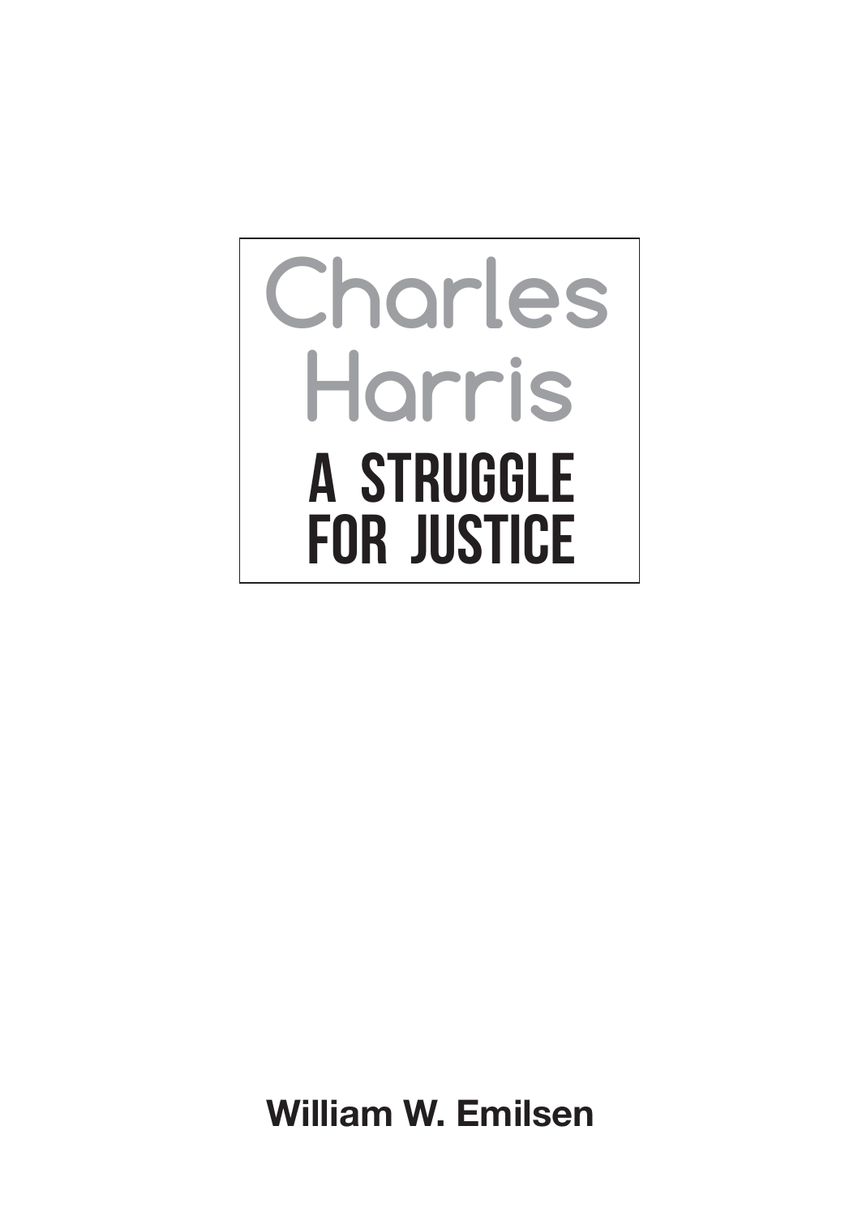# Charles Harris

## A STRUGGLE FOR JUSTICE

**William W. Emilsen**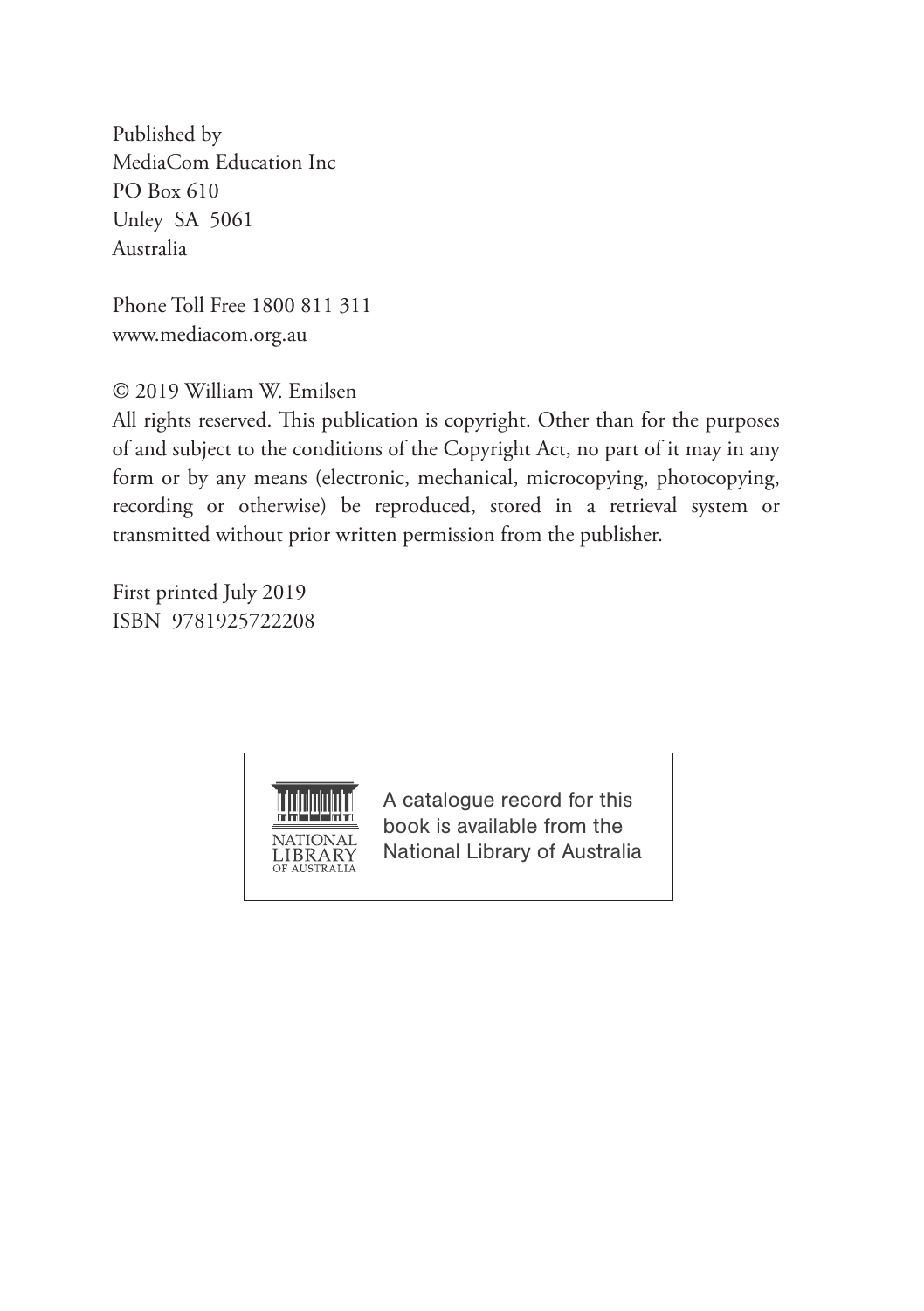Published by
MediaCom Education Inc
PO Box 610
Unley SA 5061
Australia

Phone Toll Free 1800 811 311
www.mediacom.org.au

© 2019 William W. Emilsen

All rights reserved. This publication is copyright. Other than for the purposes of and subject to the conditions of the Copyright Act, no part of it may in any form or by any means (electronic, mechanical, microcopying, photocopying, recording or otherwise) be reproduced, stored in a retrieval system or transmitted without prior written permission from the publisher.

First printed July 2019
ISBN 9781925722208

NATIONAL LIBRARY OF AUSTRALIA

A catalogue record for this book is available from the National Library of Australia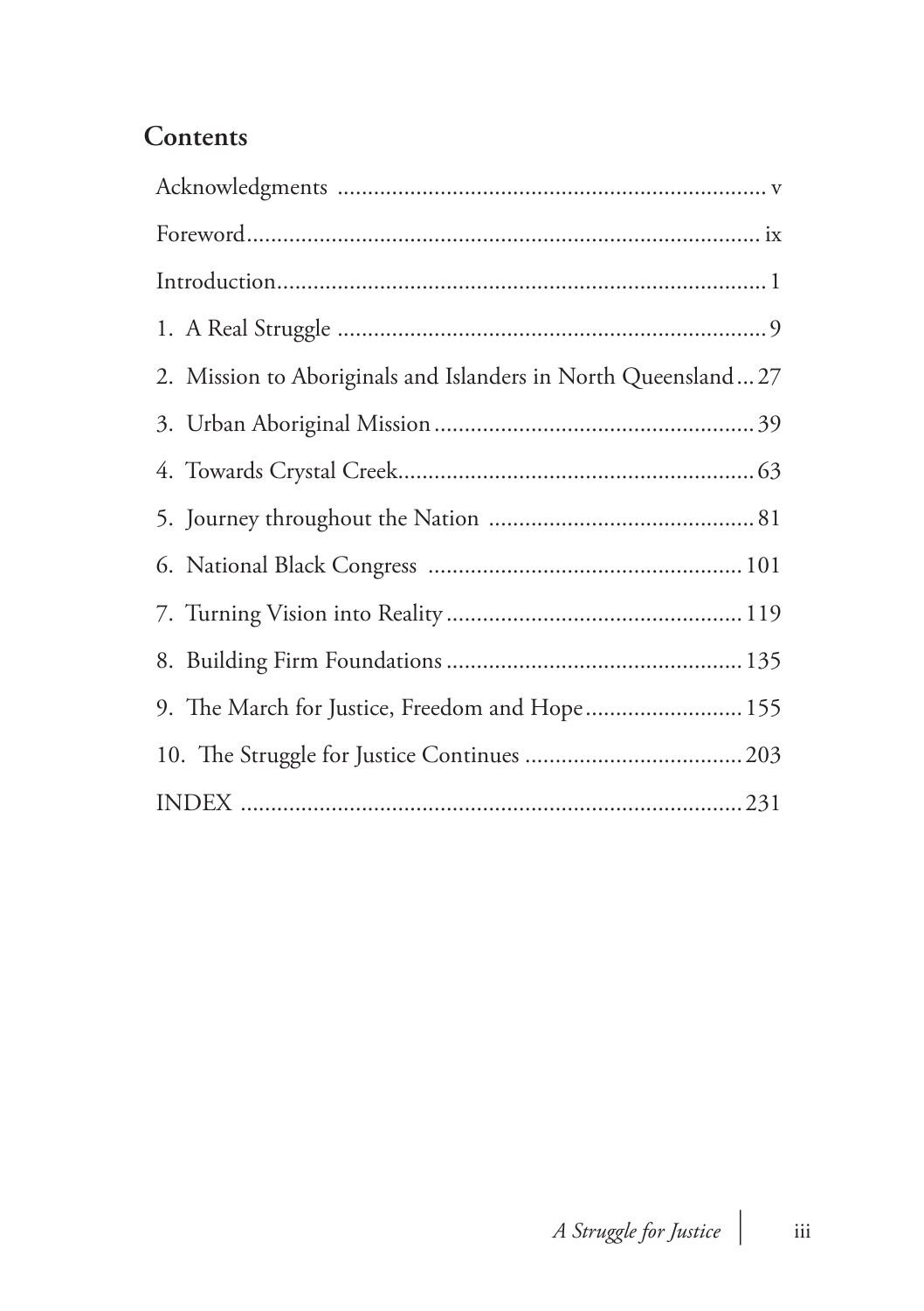## Contents

- Acknowledgments ........ v
- Foreword ........ ix
- Introduction ........ 1
- 1. A Real Struggle ........ 9
- 2. Mission to Aboriginals and Islanders in North Queensland ... 27
- 3. Urban Aboriginal Mission ........ 39
- 4. Towards Crystal Creek ........ 63
- 5. Journey throughout the Nation ........ 81
- 6. National Black Congress ........ 101
- 7. Turning Vision into Reality ........ 119
- 8. Building Firm Foundations ........ 135
- 9. The March for Justice, Freedom and Hope ........ 155
- 10. The Struggle for Justice Continues ........ 203
- INDEX ........ 231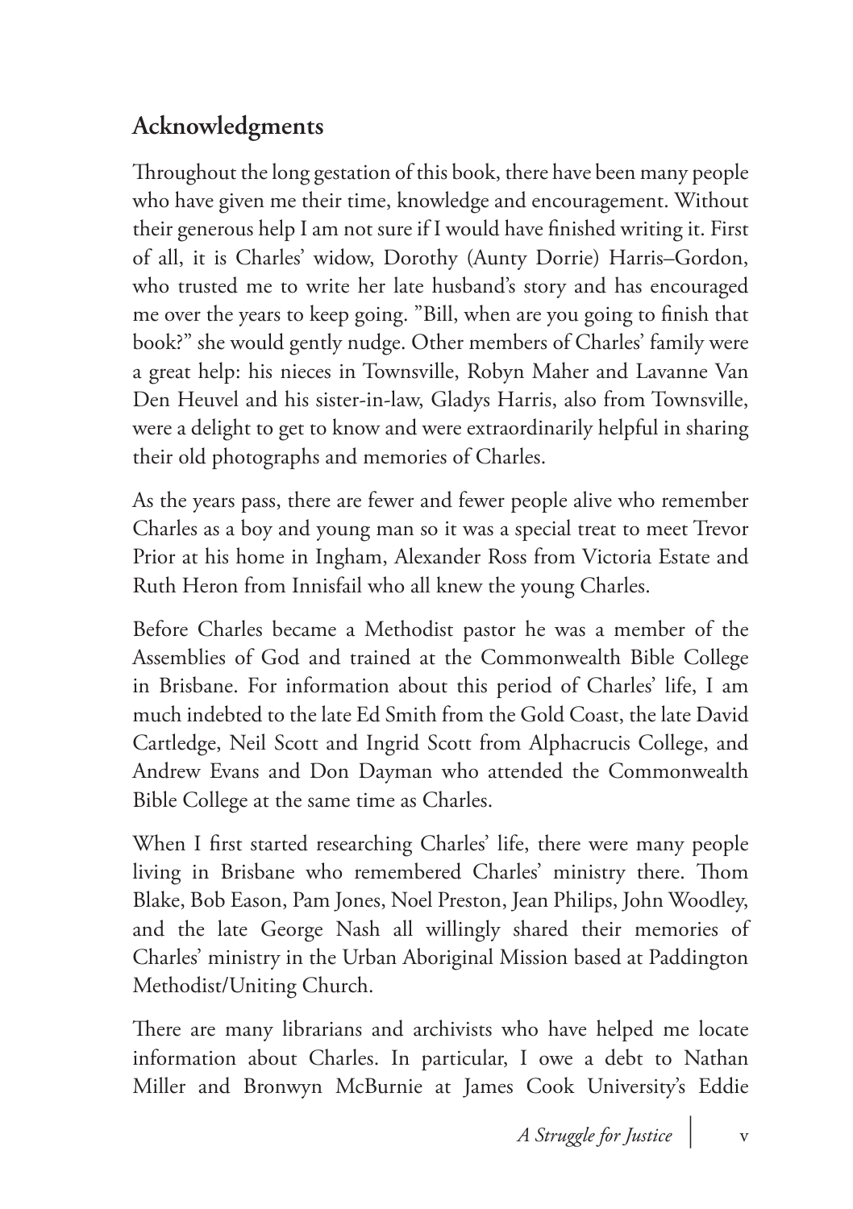## Acknowledgments

Throughout the long gestation of this book, there have been many people who have given me their time, knowledge and encouragement. Without their generous help I am not sure if I would have finished writing it. First of all, it is Charles' widow, Dorothy (Aunty Dorrie) Harris–Gordon, who trusted me to write her late husband's story and has encouraged me over the years to keep going. "Bill, when are you going to finish that book?" she would gently nudge. Other members of Charles' family were a great help: his nieces in Townsville, Robyn Maher and Lavanne Van Den Heuvel and his sister-in-law, Gladys Harris, also from Townsville, were a delight to get to know and were extraordinarily helpful in sharing their old photographs and memories of Charles.

As the years pass, there are fewer and fewer people alive who remember Charles as a boy and young man so it was a special treat to meet Trevor Prior at his home in Ingham, Alexander Ross from Victoria Estate and Ruth Heron from Innisfail who all knew the young Charles.

Before Charles became a Methodist pastor he was a member of the Assemblies of God and trained at the Commonwealth Bible College in Brisbane. For information about this period of Charles' life, I am much indebted to the late Ed Smith from the Gold Coast, the late David Cartledge, Neil Scott and Ingrid Scott from Alphacrucis College, and Andrew Evans and Don Dayman who attended the Commonwealth Bible College at the same time as Charles.

When I first started researching Charles' life, there were many people living in Brisbane who remembered Charles' ministry there. Thom Blake, Bob Eason, Pam Jones, Noel Preston, Jean Philips, John Woodley, and the late George Nash all willingly shared their memories of Charles' ministry in the Urban Aboriginal Mission based at Paddington Methodist/Uniting Church.

There are many librarians and archivists who have helped me locate information about Charles. In particular, I owe a debt to Nathan Miller and Bronwyn McBurnie at James Cook University's Eddie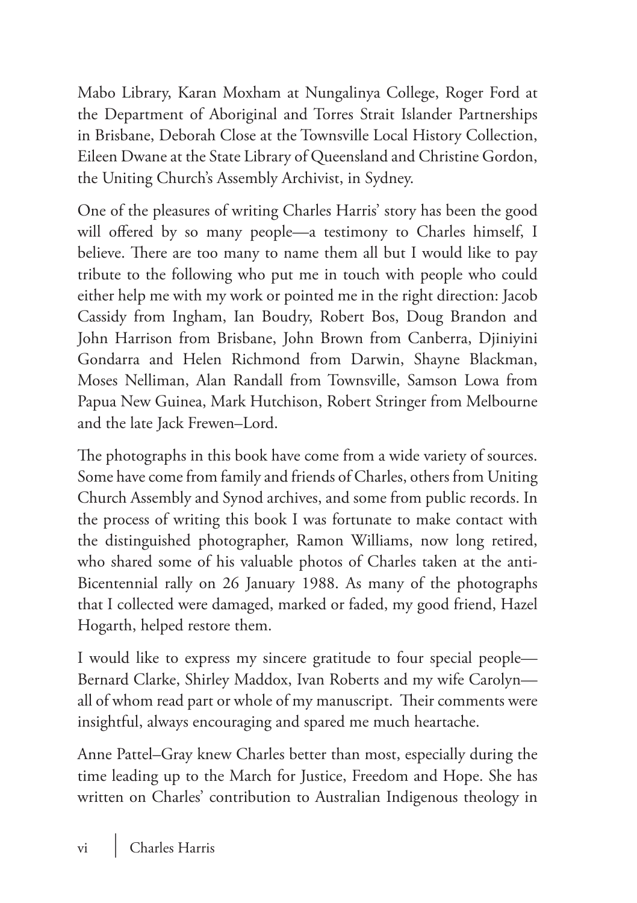Mabo Library, Karan Moxham at Nungalinya College, Roger Ford at the Department of Aboriginal and Torres Strait Islander Partnerships in Brisbane, Deborah Close at the Townsville Local History Collection, Eileen Dwane at the State Library of Queensland and Christine Gordon, the Uniting Church's Assembly Archivist, in Sydney.

One of the pleasures of writing Charles Harris' story has been the good will offered by so many people—a testimony to Charles himself, I believe. There are too many to name them all but I would like to pay tribute to the following who put me in touch with people who could either help me with my work or pointed me in the right direction: Jacob Cassidy from Ingham, Ian Boudry, Robert Bos, Doug Brandon and John Harrison from Brisbane, John Brown from Canberra, Djiniyini Gondarra and Helen Richmond from Darwin, Shayne Blackman, Moses Nelliman, Alan Randall from Townsville, Samson Lowa from Papua New Guinea, Mark Hutchison, Robert Stringer from Melbourne and the late Jack Frewen–Lord.

The photographs in this book have come from a wide variety of sources. Some have come from family and friends of Charles, others from Uniting Church Assembly and Synod archives, and some from public records. In the process of writing this book I was fortunate to make contact with the distinguished photographer, Ramon Williams, now long retired, who shared some of his valuable photos of Charles taken at the anti-Bicentennial rally on 26 January 1988. As many of the photographs that I collected were damaged, marked or faded, my good friend, Hazel Hogarth, helped restore them.

I would like to express my sincere gratitude to four special people—Bernard Clarke, Shirley Maddox, Ivan Roberts and my wife Carolyn—all of whom read part or whole of my manuscript. Their comments were insightful, always encouraging and spared me much heartache.

Anne Pattel–Gray knew Charles better than most, especially during the time leading up to the March for Justice, Freedom and Hope. She has written on Charles' contribution to Australian Indigenous theology in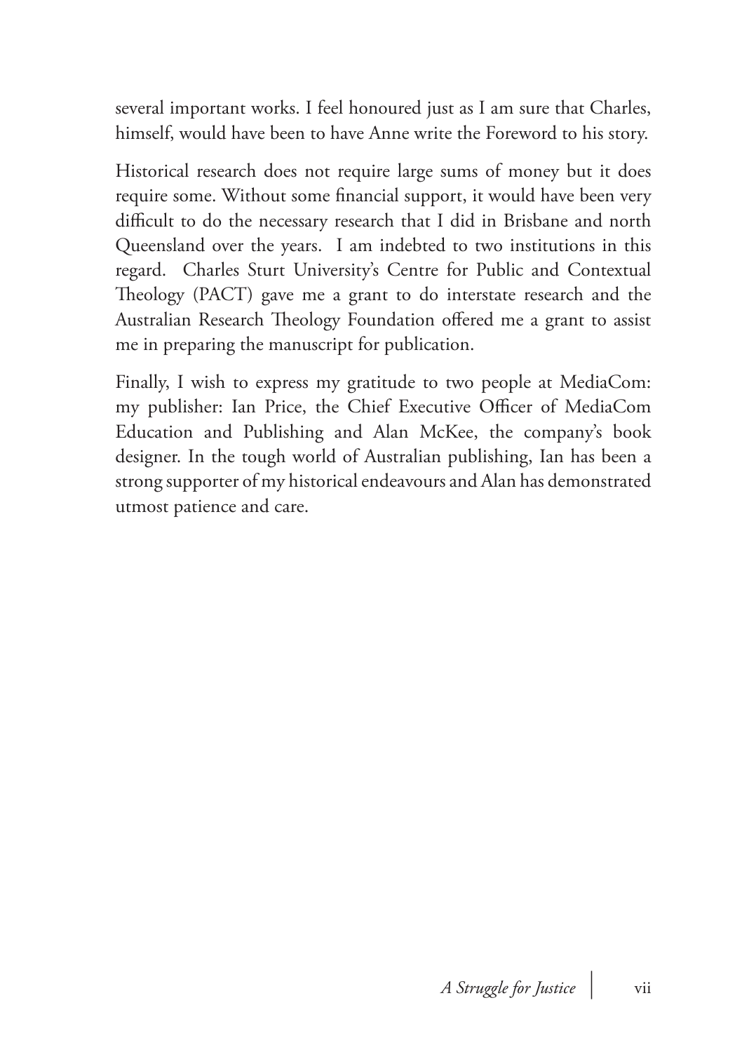several important works. I feel honoured just as I am sure that Charles, himself, would have been to have Anne write the Foreword to his story.

Historical research does not require large sums of money but it does require some. Without some financial support, it would have been very difficult to do the necessary research that I did in Brisbane and north Queensland over the years. I am indebted to two institutions in this regard. Charles Sturt University's Centre for Public and Contextual Theology (PACT) gave me a grant to do interstate research and the Australian Research Theology Foundation offered me a grant to assist me in preparing the manuscript for publication.

Finally, I wish to express my gratitude to two people at MediaCom: my publisher: Ian Price, the Chief Executive Officer of MediaCom Education and Publishing and Alan McKee, the company's book designer. In the tough world of Australian publishing, Ian has been a strong supporter of my historical endeavours and Alan has demonstrated utmost patience and care.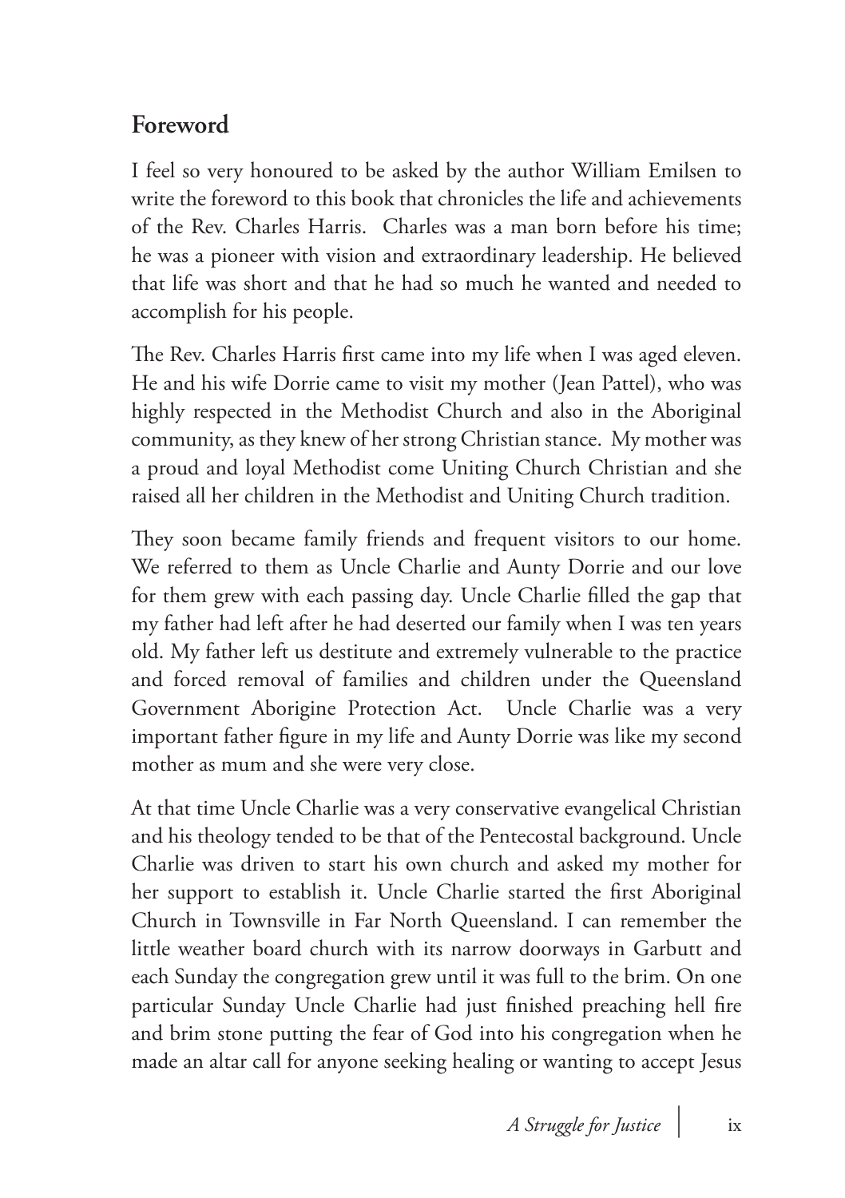## Foreword

I feel so very honoured to be asked by the author William Emilsen to write the foreword to this book that chronicles the life and achievements of the Rev. Charles Harris. Charles was a man born before his time; he was a pioneer with vision and extraordinary leadership. He believed that life was short and that he had so much he wanted and needed to accomplish for his people.

The Rev. Charles Harris first came into my life when I was aged eleven. He and his wife Dorrie came to visit my mother (Jean Pattel), who was highly respected in the Methodist Church and also in the Aboriginal community, as they knew of her strong Christian stance. My mother was a proud and loyal Methodist come Uniting Church Christian and she raised all her children in the Methodist and Uniting Church tradition.

They soon became family friends and frequent visitors to our home. We referred to them as Uncle Charlie and Aunty Dorrie and our love for them grew with each passing day. Uncle Charlie filled the gap that my father had left after he had deserted our family when I was ten years old. My father left us destitute and extremely vulnerable to the practice and forced removal of families and children under the Queensland Government Aborigine Protection Act. Uncle Charlie was a very important father figure in my life and Aunty Dorrie was like my second mother as mum and she were very close.

At that time Uncle Charlie was a very conservative evangelical Christian and his theology tended to be that of the Pentecostal background. Uncle Charlie was driven to start his own church and asked my mother for her support to establish it. Uncle Charlie started the first Aboriginal Church in Townsville in Far North Queensland. I can remember the little weather board church with its narrow doorways in Garbutt and each Sunday the congregation grew until it was full to the brim. On one particular Sunday Uncle Charlie had just finished preaching hell fire and brim stone putting the fear of God into his congregation when he made an altar call for anyone seeking healing or wanting to accept Jesus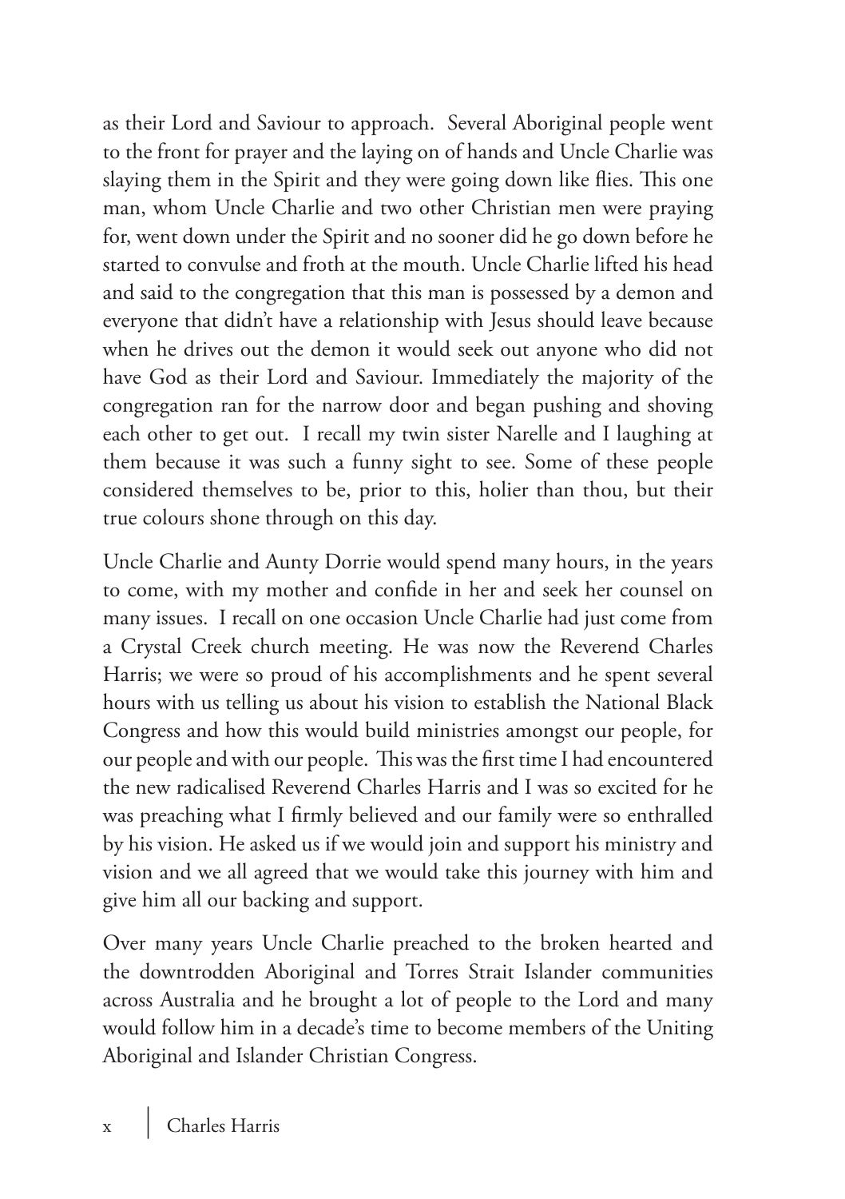as their Lord and Saviour to approach. Several Aboriginal people went to the front for prayer and the laying on of hands and Uncle Charlie was slaying them in the Spirit and they were going down like flies. This one man, whom Uncle Charlie and two other Christian men were praying for, went down under the Spirit and no sooner did he go down before he started to convulse and froth at the mouth. Uncle Charlie lifted his head and said to the congregation that this man is possessed by a demon and everyone that didn't have a relationship with Jesus should leave because when he drives out the demon it would seek out anyone who did not have God as their Lord and Saviour. Immediately the majority of the congregation ran for the narrow door and began pushing and shoving each other to get out. I recall my twin sister Narelle and I laughing at them because it was such a funny sight to see. Some of these people considered themselves to be, prior to this, holier than thou, but their true colours shone through on this day.

Uncle Charlie and Aunty Dorrie would spend many hours, in the years to come, with my mother and confide in her and seek her counsel on many issues. I recall on one occasion Uncle Charlie had just come from a Crystal Creek church meeting. He was now the Reverend Charles Harris; we were so proud of his accomplishments and he spent several hours with us telling us about his vision to establish the National Black Congress and how this would build ministries amongst our people, for our people and with our people. This was the first time I had encountered the new radicalised Reverend Charles Harris and I was so excited for he was preaching what I firmly believed and our family were so enthralled by his vision. He asked us if we would join and support his ministry and vision and we all agreed that we would take this journey with him and give him all our backing and support.

Over many years Uncle Charlie preached to the broken hearted and the downtrodden Aboriginal and Torres Strait Islander communities across Australia and he brought a lot of people to the Lord and many would follow him in a decade's time to become members of the Uniting Aboriginal and Islander Christian Congress.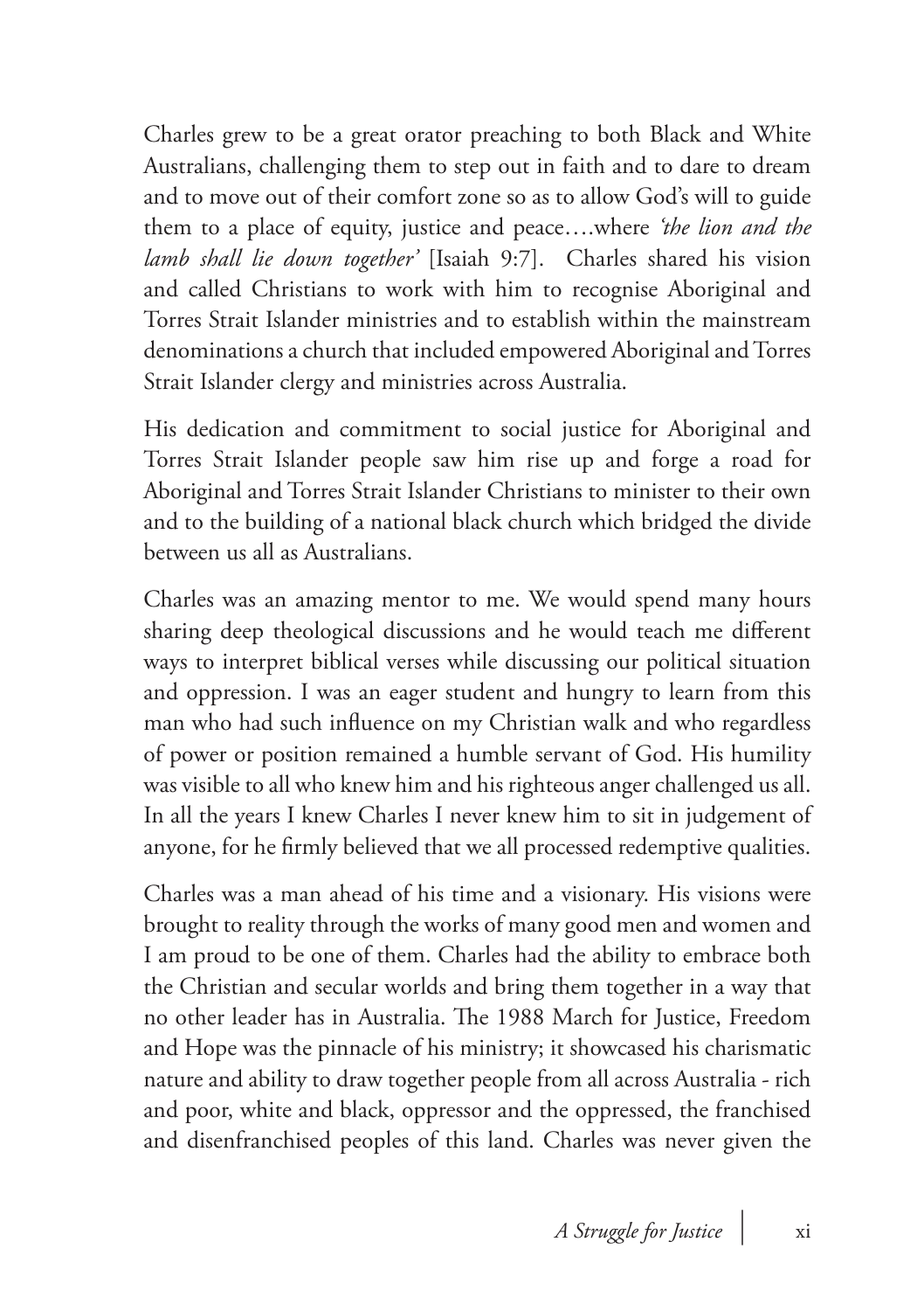Charles grew to be a great orator preaching to both Black and White Australians, challenging them to step out in faith and to dare to dream and to move out of their comfort zone so as to allow God's will to guide them to a place of equity, justice and peace….where *'the lion and the lamb shall lie down together'* [Isaiah 9:7]. Charles shared his vision and called Christians to work with him to recognise Aboriginal and Torres Strait Islander ministries and to establish within the mainstream denominations a church that included empowered Aboriginal and Torres Strait Islander clergy and ministries across Australia.

His dedication and commitment to social justice for Aboriginal and Torres Strait Islander people saw him rise up and forge a road for Aboriginal and Torres Strait Islander Christians to minister to their own and to the building of a national black church which bridged the divide between us all as Australians.

Charles was an amazing mentor to me. We would spend many hours sharing deep theological discussions and he would teach me different ways to interpret biblical verses while discussing our political situation and oppression. I was an eager student and hungry to learn from this man who had such influence on my Christian walk and who regardless of power or position remained a humble servant of God. His humility was visible to all who knew him and his righteous anger challenged us all. In all the years I knew Charles I never knew him to sit in judgement of anyone, for he firmly believed that we all processed redemptive qualities.

Charles was a man ahead of his time and a visionary. His visions were brought to reality through the works of many good men and women and I am proud to be one of them. Charles had the ability to embrace both the Christian and secular worlds and bring them together in a way that no other leader has in Australia. The 1988 March for Justice, Freedom and Hope was the pinnacle of his ministry; it showcased his charismatic nature and ability to draw together people from all across Australia - rich and poor, white and black, oppressor and the oppressed, the franchised and disenfranchised peoples of this land. Charles was never given the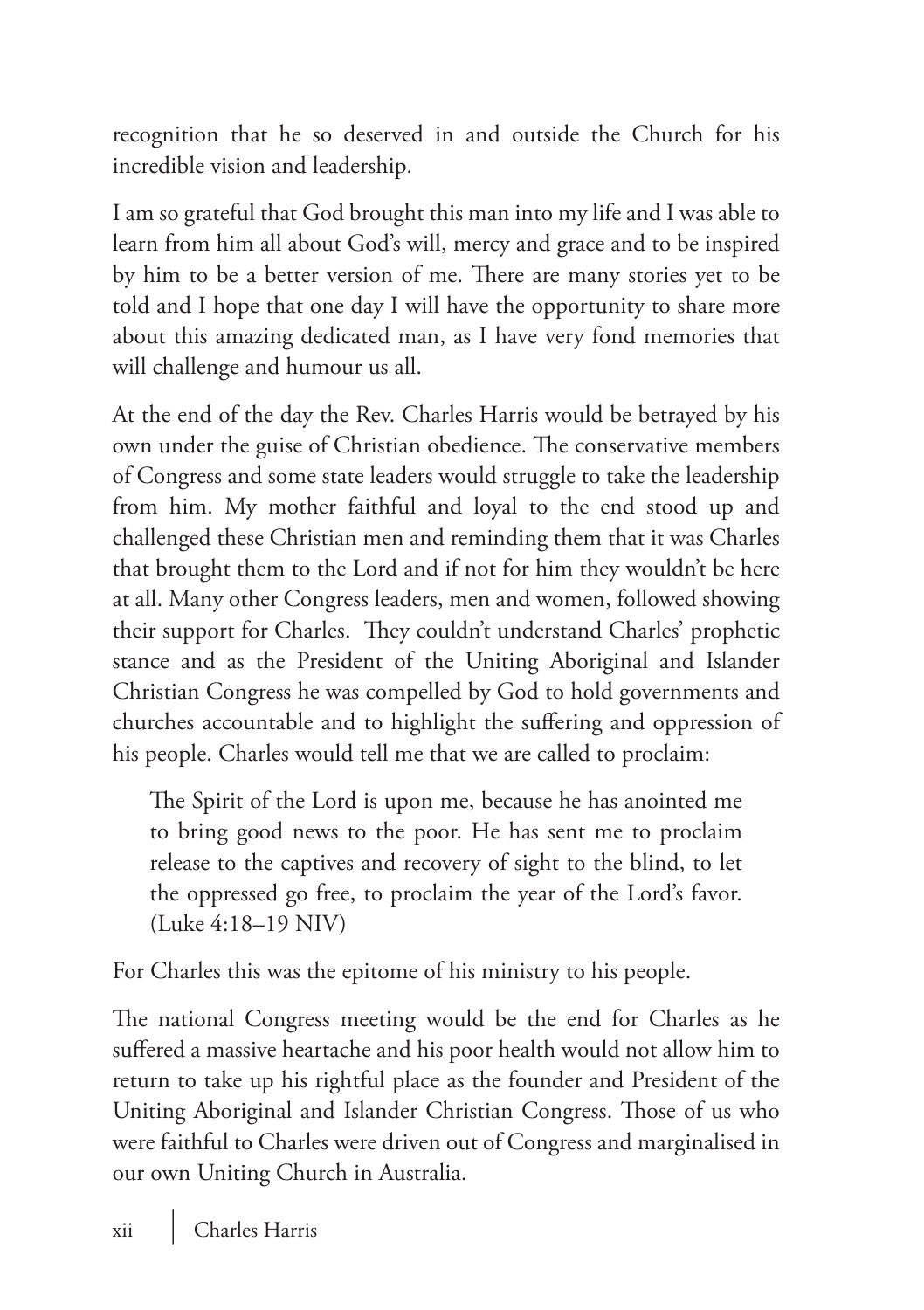recognition that he so deserved in and outside the Church for his incredible vision and leadership.

I am so grateful that God brought this man into my life and I was able to learn from him all about God's will, mercy and grace and to be inspired by him to be a better version of me. There are many stories yet to be told and I hope that one day I will have the opportunity to share more about this amazing dedicated man, as I have very fond memories that will challenge and humour us all.

At the end of the day the Rev. Charles Harris would be betrayed by his own under the guise of Christian obedience. The conservative members of Congress and some state leaders would struggle to take the leadership from him. My mother faithful and loyal to the end stood up and challenged these Christian men and reminding them that it was Charles that brought them to the Lord and if not for him they wouldn't be here at all. Many other Congress leaders, men and women, followed showing their support for Charles. They couldn't understand Charles' prophetic stance and as the President of the Uniting Aboriginal and Islander Christian Congress he was compelled by God to hold governments and churches accountable and to highlight the suffering and oppression of his people. Charles would tell me that we are called to proclaim:

> The Spirit of the Lord is upon me, because he has anointed me to bring good news to the poor. He has sent me to proclaim release to the captives and recovery of sight to the blind, to let the oppressed go free, to proclaim the year of the Lord's favor. (Luke 4:18–19 NIV)

For Charles this was the epitome of his ministry to his people.

The national Congress meeting would be the end for Charles as he suffered a massive heartache and his poor health would not allow him to return to take up his rightful place as the founder and President of the Uniting Aboriginal and Islander Christian Congress. Those of us who were faithful to Charles were driven out of Congress and marginalised in our own Uniting Church in Australia.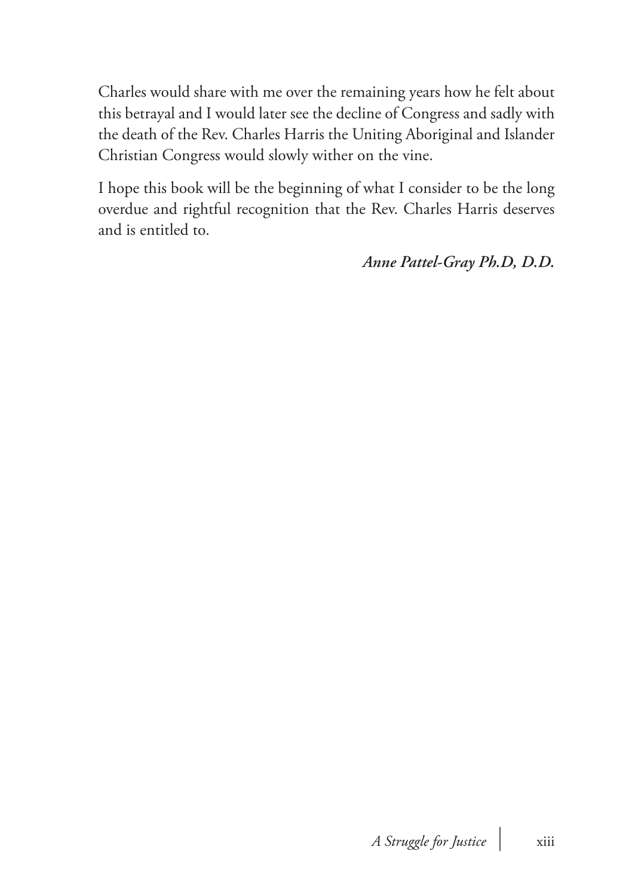Charles would share with me over the remaining years how he felt about this betrayal and I would later see the decline of Congress and sadly with the death of the Rev. Charles Harris the Uniting Aboriginal and Islander Christian Congress would slowly wither on the vine.

I hope this book will be the beginning of what I consider to be the long overdue and rightful recognition that the Rev. Charles Harris deserves and is entitled to.

***Anne Pattel-Gray Ph.D, D.D.***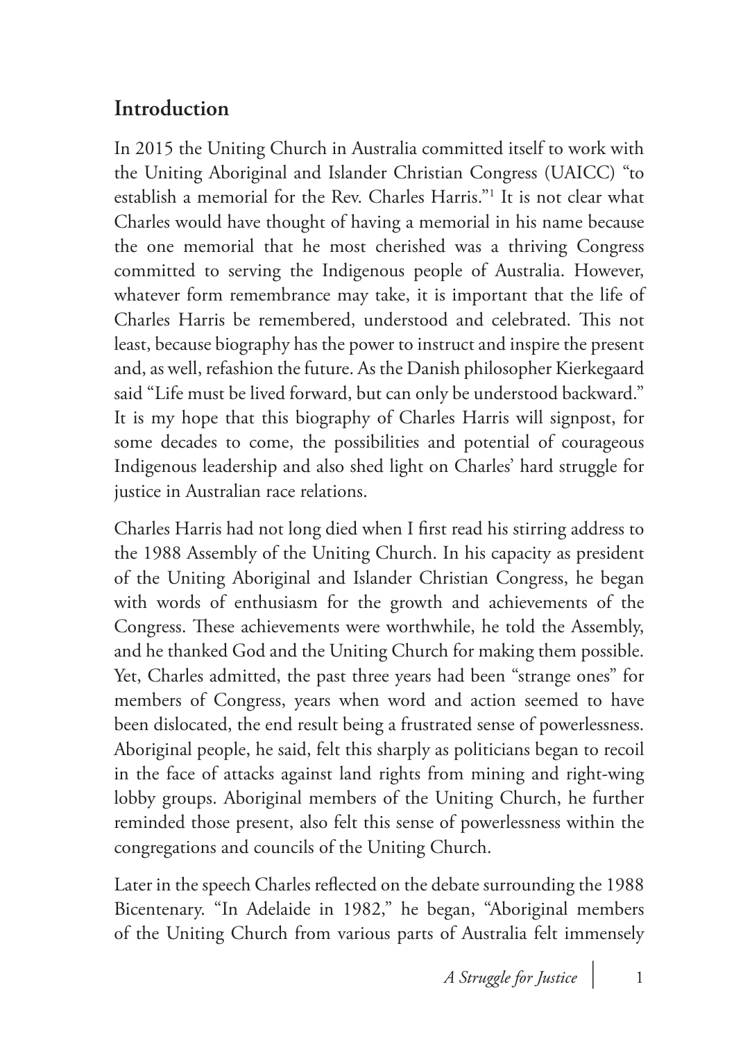## Introduction

In 2015 the Uniting Church in Australia committed itself to work with the Uniting Aboriginal and Islander Christian Congress (UAICC) "to establish a memorial for the Rev. Charles Harris."[1] It is not clear what Charles would have thought of having a memorial in his name because the one memorial that he most cherished was a thriving Congress committed to serving the Indigenous people of Australia. However, whatever form remembrance may take, it is important that the life of Charles Harris be remembered, understood and celebrated. This not least, because biography has the power to instruct and inspire the present and, as well, refashion the future. As the Danish philosopher Kierkegaard said "Life must be lived forward, but can only be understood backward." It is my hope that this biography of Charles Harris will signpost, for some decades to come, the possibilities and potential of courageous Indigenous leadership and also shed light on Charles' hard struggle for justice in Australian race relations.

Charles Harris had not long died when I first read his stirring address to the 1988 Assembly of the Uniting Church. In his capacity as president of the Uniting Aboriginal and Islander Christian Congress, he began with words of enthusiasm for the growth and achievements of the Congress. These achievements were worthwhile, he told the Assembly, and he thanked God and the Uniting Church for making them possible. Yet, Charles admitted, the past three years had been "strange ones" for members of Congress, years when word and action seemed to have been dislocated, the end result being a frustrated sense of powerlessness. Aboriginal people, he said, felt this sharply as politicians began to recoil in the face of attacks against land rights from mining and right-wing lobby groups. Aboriginal members of the Uniting Church, he further reminded those present, also felt this sense of powerlessness within the congregations and councils of the Uniting Church.

Later in the speech Charles reflected on the debate surrounding the 1988 Bicentenary. "In Adelaide in 1982," he began, "Aboriginal members of the Uniting Church from various parts of Australia felt immensely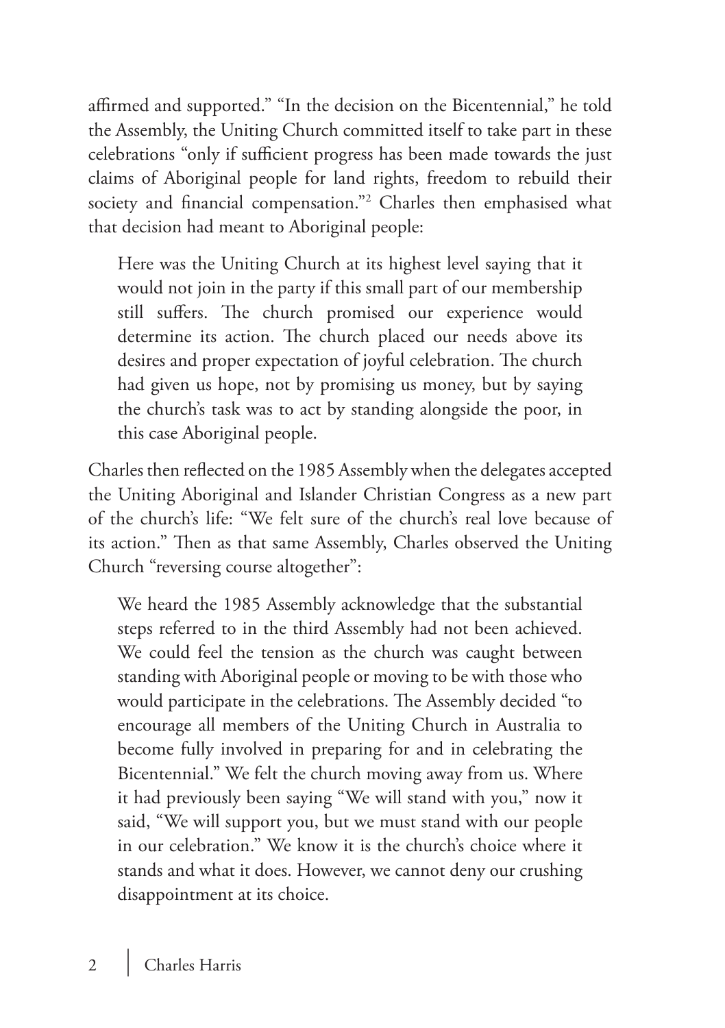affirmed and supported." "In the decision on the Bicentennial," he told the Assembly, the Uniting Church committed itself to take part in these celebrations "only if sufficient progress has been made towards the just claims of Aboriginal people for land rights, freedom to rebuild their society and financial compensation."[2] Charles then emphasised what that decision had meant to Aboriginal people:

> Here was the Uniting Church at its highest level saying that it would not join in the party if this small part of our membership still suffers. The church promised our experience would determine its action. The church placed our needs above its desires and proper expectation of joyful celebration. The church had given us hope, not by promising us money, but by saying the church's task was to act by standing alongside the poor, in this case Aboriginal people.

Charles then reflected on the 1985 Assembly when the delegates accepted the Uniting Aboriginal and Islander Christian Congress as a new part of the church's life: "We felt sure of the church's real love because of its action." Then as that same Assembly, Charles observed the Uniting Church "reversing course altogether":

> We heard the 1985 Assembly acknowledge that the substantial steps referred to in the third Assembly had not been achieved. We could feel the tension as the church was caught between standing with Aboriginal people or moving to be with those who would participate in the celebrations. The Assembly decided "to encourage all members of the Uniting Church in Australia to become fully involved in preparing for and in celebrating the Bicentennial." We felt the church moving away from us. Where it had previously been saying "We will stand with you," now it said, "We will support you, but we must stand with our people in our celebration." We know it is the church's choice where it stands and what it does. However, we cannot deny our crushing disappointment at its choice.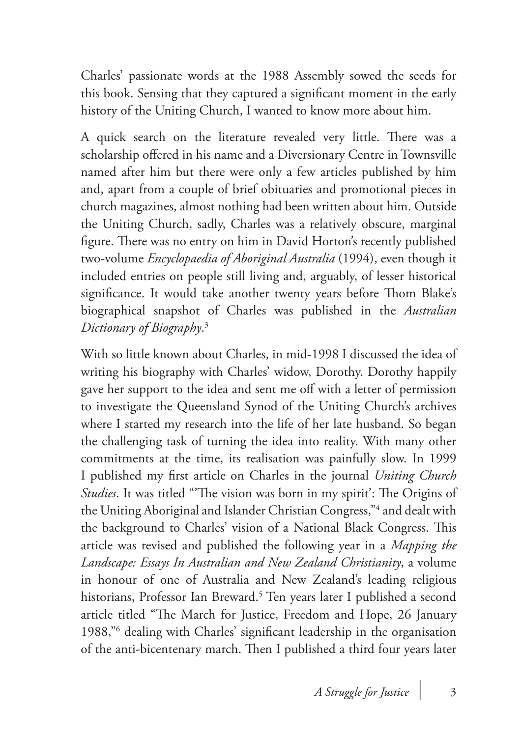Charles' passionate words at the 1988 Assembly sowed the seeds for this book. Sensing that they captured a significant moment in the early history of the Uniting Church, I wanted to know more about him.

A quick search on the literature revealed very little. There was a scholarship offered in his name and a Diversionary Centre in Townsville named after him but there were only a few articles published by him and, apart from a couple of brief obituaries and promotional pieces in church magazines, almost nothing had been written about him. Outside the Uniting Church, sadly, Charles was a relatively obscure, marginal figure. There was no entry on him in David Horton's recently published two-volume *Encyclopaedia of Aboriginal Australia* (1994), even though it included entries on people still living and, arguably, of lesser historical significance. It would take another twenty years before Thom Blake's biographical snapshot of Charles was published in the *Australian Dictionary of Biography*.[3]

With so little known about Charles, in mid-1998 I discussed the idea of writing his biography with Charles' widow, Dorothy. Dorothy happily gave her support to the idea and sent me off with a letter of permission to investigate the Queensland Synod of the Uniting Church's archives where I started my research into the life of her late husband. So began the challenging task of turning the idea into reality. With many other commitments at the time, its realisation was painfully slow. In 1999 I published my first article on Charles in the journal *Uniting Church Studies*. It was titled "'The vision was born in my spirit': The Origins of the Uniting Aboriginal and Islander Christian Congress,"[4] and dealt with the background to Charles' vision of a National Black Congress. This article was revised and published the following year in a *Mapping the Landscape: Essays In Australian and New Zealand Christianity*, a volume in honour of one of Australia and New Zealand's leading religious historians, Professor Ian Breward.[5] Ten years later I published a second article titled "The March for Justice, Freedom and Hope, 26 January 1988,"[6] dealing with Charles' significant leadership in the organisation of the anti-bicentenary march. Then I published a third four years later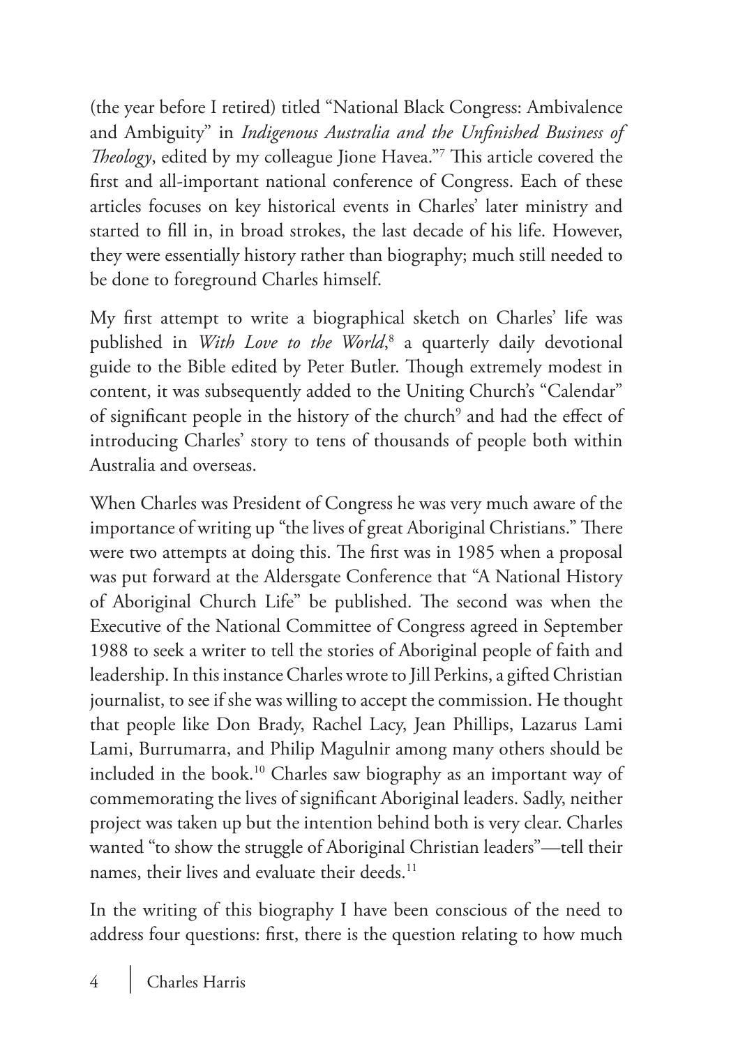(the year before I retired) titled "National Black Congress: Ambivalence and Ambiguity" in *Indigenous Australia and the Unfinished Business of Theology*, edited by my colleague Jione Havea."[7] This article covered the first and all-important national conference of Congress. Each of these articles focuses on key historical events in Charles' later ministry and started to fill in, in broad strokes, the last decade of his life. However, they were essentially history rather than biography; much still needed to be done to foreground Charles himself.

My first attempt to write a biographical sketch on Charles' life was published in *With Love to the World*,[8] a quarterly daily devotional guide to the Bible edited by Peter Butler. Though extremely modest in content, it was subsequently added to the Uniting Church's "Calendar" of significant people in the history of the church[9] and had the effect of introducing Charles' story to tens of thousands of people both within Australia and overseas.

When Charles was President of Congress he was very much aware of the importance of writing up "the lives of great Aboriginal Christians." There were two attempts at doing this. The first was in 1985 when a proposal was put forward at the Aldersgate Conference that "A National History of Aboriginal Church Life" be published. The second was when the Executive of the National Committee of Congress agreed in September 1988 to seek a writer to tell the stories of Aboriginal people of faith and leadership. In this instance Charles wrote to Jill Perkins, a gifted Christian journalist, to see if she was willing to accept the commission. He thought that people like Don Brady, Rachel Lacy, Jean Phillips, Lazarus Lami Lami, Burrumarra, and Philip Magulnir among many others should be included in the book.[10] Charles saw biography as an important way of commemorating the lives of significant Aboriginal leaders. Sadly, neither project was taken up but the intention behind both is very clear. Charles wanted "to show the struggle of Aboriginal Christian leaders"—tell their names, their lives and evaluate their deeds.[11]

In the writing of this biography I have been conscious of the need to address four questions: first, there is the question relating to how much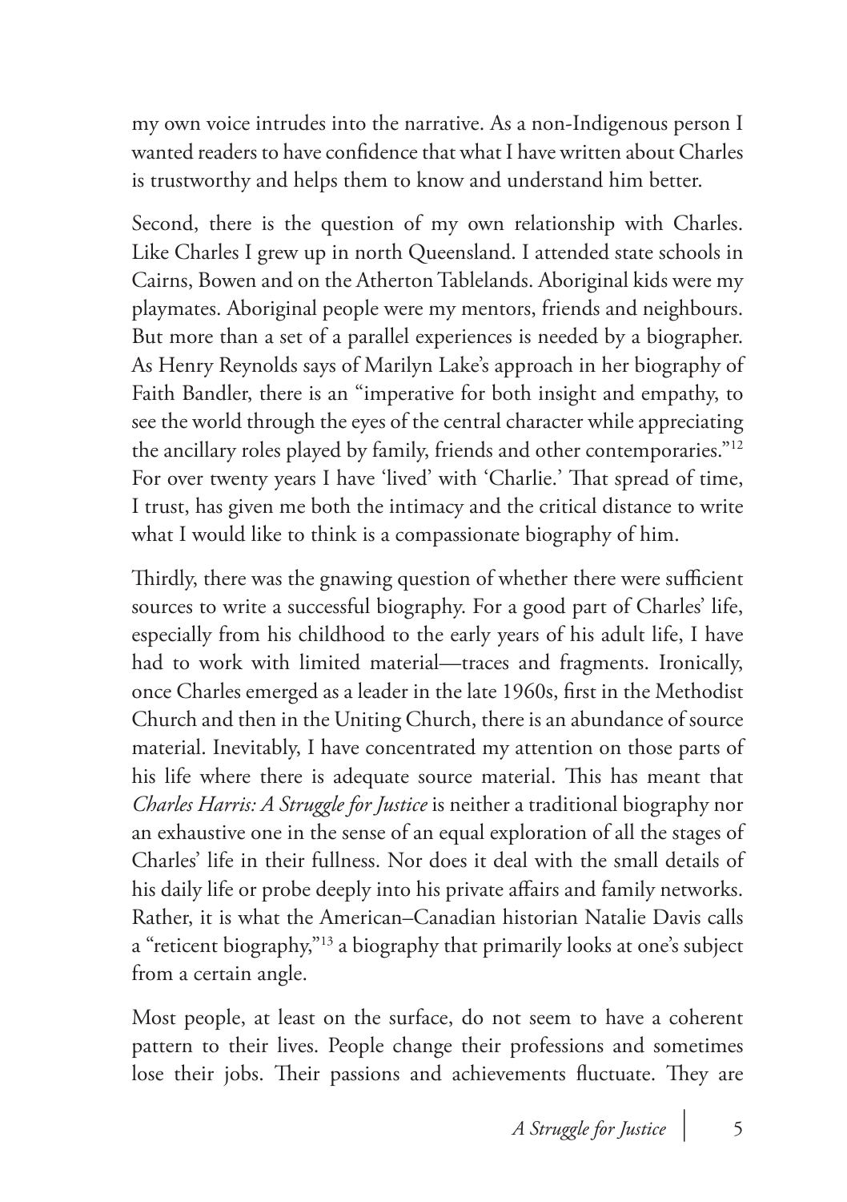my own voice intrudes into the narrative. As a non-Indigenous person I wanted readers to have confidence that what I have written about Charles is trustworthy and helps them to know and understand him better.

Second, there is the question of my own relationship with Charles. Like Charles I grew up in north Queensland. I attended state schools in Cairns, Bowen and on the Atherton Tablelands. Aboriginal kids were my playmates. Aboriginal people were my mentors, friends and neighbours. But more than a set of a parallel experiences is needed by a biographer. As Henry Reynolds says of Marilyn Lake's approach in her biography of Faith Bandler, there is an "imperative for both insight and empathy, to see the world through the eyes of the central character while appreciating the ancillary roles played by family, friends and other contemporaries."[12] For over twenty years I have 'lived' with 'Charlie.' That spread of time, I trust, has given me both the intimacy and the critical distance to write what I would like to think is a compassionate biography of him.

Thirdly, there was the gnawing question of whether there were sufficient sources to write a successful biography. For a good part of Charles' life, especially from his childhood to the early years of his adult life, I have had to work with limited material—traces and fragments. Ironically, once Charles emerged as a leader in the late 1960s, first in the Methodist Church and then in the Uniting Church, there is an abundance of source material. Inevitably, I have concentrated my attention on those parts of his life where there is adequate source material. This has meant that *Charles Harris: A Struggle for Justice* is neither a traditional biography nor an exhaustive one in the sense of an equal exploration of all the stages of Charles' life in their fullness. Nor does it deal with the small details of his daily life or probe deeply into his private affairs and family networks. Rather, it is what the American–Canadian historian Natalie Davis calls a "reticent biography,"[13] a biography that primarily looks at one's subject from a certain angle.

Most people, at least on the surface, do not seem to have a coherent pattern to their lives. People change their professions and sometimes lose their jobs. Their passions and achievements fluctuate. They are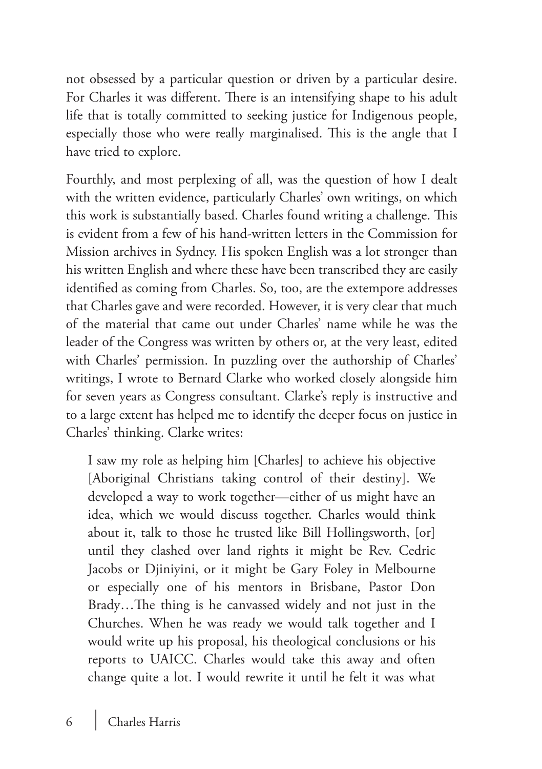not obsessed by a particular question or driven by a particular desire. For Charles it was different. There is an intensifying shape to his adult life that is totally committed to seeking justice for Indigenous people, especially those who were really marginalised. This is the angle that I have tried to explore.

Fourthly, and most perplexing of all, was the question of how I dealt with the written evidence, particularly Charles' own writings, on which this work is substantially based. Charles found writing a challenge. This is evident from a few of his hand-written letters in the Commission for Mission archives in Sydney. His spoken English was a lot stronger than his written English and where these have been transcribed they are easily identified as coming from Charles. So, too, are the extempore addresses that Charles gave and were recorded. However, it is very clear that much of the material that came out under Charles' name while he was the leader of the Congress was written by others or, at the very least, edited with Charles' permission. In puzzling over the authorship of Charles' writings, I wrote to Bernard Clarke who worked closely alongside him for seven years as Congress consultant. Clarke's reply is instructive and to a large extent has helped me to identify the deeper focus on justice in Charles' thinking. Clarke writes:

> I saw my role as helping him [Charles] to achieve his objective [Aboriginal Christians taking control of their destiny]. We developed a way to work together—either of us might have an idea, which we would discuss together. Charles would think about it, talk to those he trusted like Bill Hollingsworth, [or] until they clashed over land rights it might be Rev. Cedric Jacobs or Djiniyini, or it might be Gary Foley in Melbourne or especially one of his mentors in Brisbane, Pastor Don Brady…The thing is he canvassed widely and not just in the Churches. When he was ready we would talk together and I would write up his proposal, his theological conclusions or his reports to UAICC. Charles would take this away and often change quite a lot. I would rewrite it until he felt it was what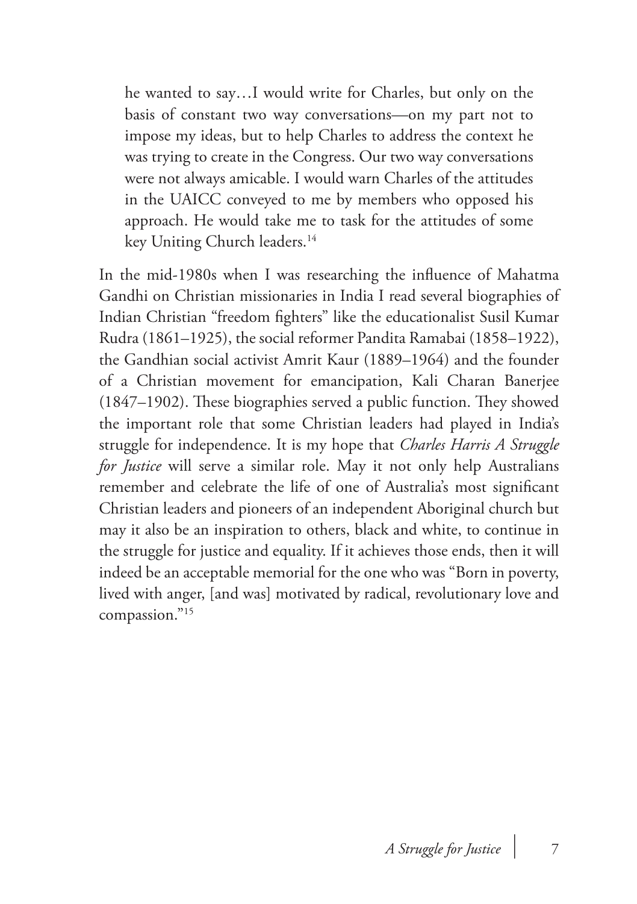> he wanted to say…I would write for Charles, but only on the basis of constant two way conversations—on my part not to impose my ideas, but to help Charles to address the context he was trying to create in the Congress. Our two way conversations were not always amicable. I would warn Charles of the attitudes in the UAICC conveyed to me by members who opposed his approach. He would take me to task for the attitudes of some key Uniting Church leaders.[14]

In the mid-1980s when I was researching the influence of Mahatma Gandhi on Christian missionaries in India I read several biographies of Indian Christian "freedom fighters" like the educationalist Susil Kumar Rudra (1861–1925), the social reformer Pandita Ramabai (1858–1922), the Gandhian social activist Amrit Kaur (1889–1964) and the founder of a Christian movement for emancipation, Kali Charan Banerjee (1847–1902). These biographies served a public function. They showed the important role that some Christian leaders had played in India's struggle for independence. It is my hope that *Charles Harris A Struggle for Justice* will serve a similar role. May it not only help Australians remember and celebrate the life of one of Australia's most significant Christian leaders and pioneers of an independent Aboriginal church but may it also be an inspiration to others, black and white, to continue in the struggle for justice and equality. If it achieves those ends, then it will indeed be an acceptable memorial for the one who was "Born in poverty, lived with anger, [and was] motivated by radical, revolutionary love and compassion."[15]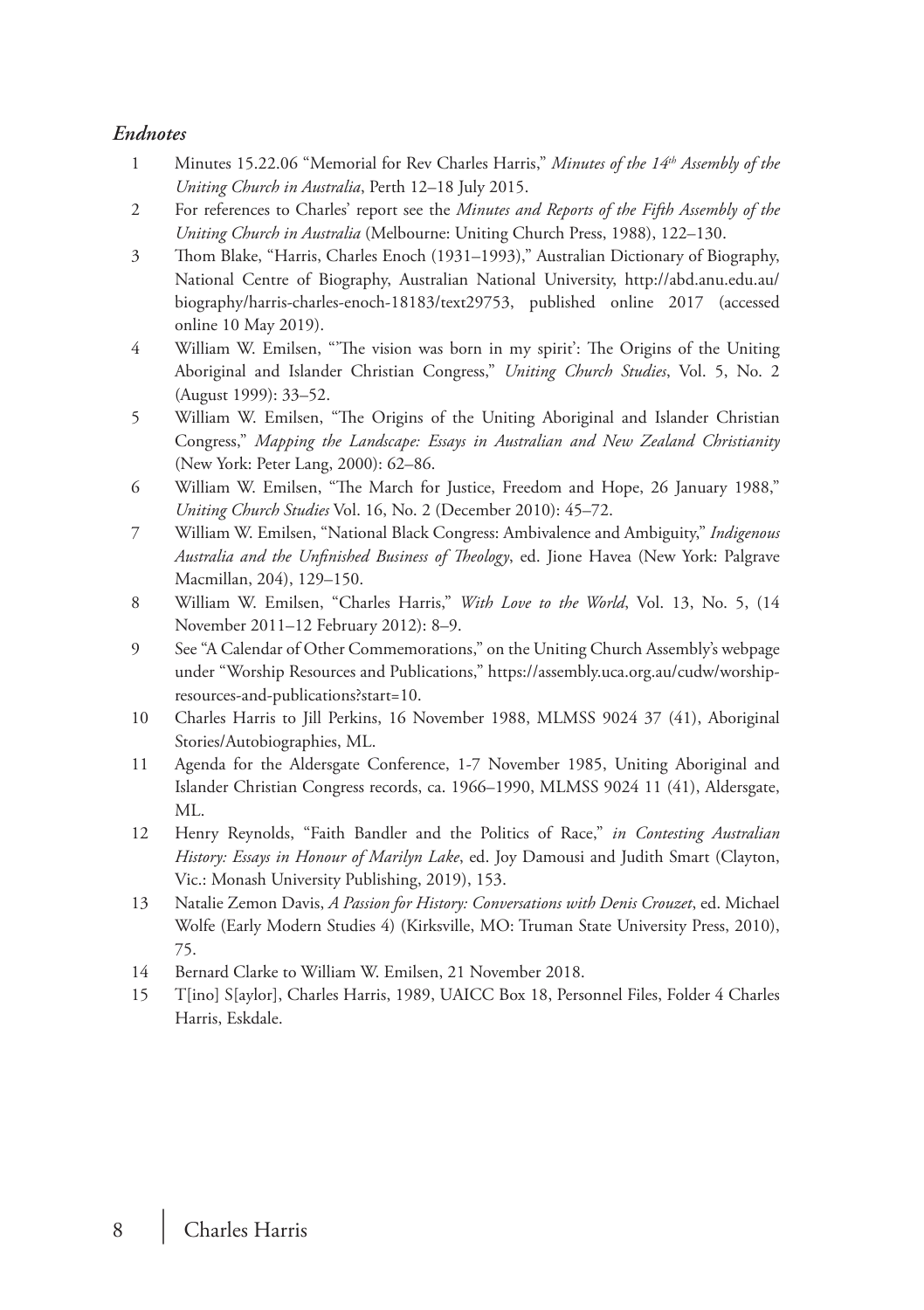### *Endnotes*

1. Minutes 15.22.06 "Memorial for Rev Charles Harris," *Minutes of the 14th Assembly of the Uniting Church in Australia*, Perth 12–18 July 2015.
2. For references to Charles' report see the *Minutes and Reports of the Fifth Assembly of the Uniting Church in Australia* (Melbourne: Uniting Church Press, 1988), 122–130.
3. Thom Blake, "Harris, Charles Enoch (1931–1993)," Australian Dictionary of Biography, National Centre of Biography, Australian National University, http://abd.anu.edu.au/biography/harris-charles-enoch-18183/text29753, published online 2017 (accessed online 10 May 2019).
4. William W. Emilsen, "'The vision was born in my spirit': The Origins of the Uniting Aboriginal and Islander Christian Congress," *Uniting Church Studies*, Vol. 5, No. 2 (August 1999): 33–52.
5. William W. Emilsen, "The Origins of the Uniting Aboriginal and Islander Christian Congress," *Mapping the Landscape: Essays in Australian and New Zealand Christianity* (New York: Peter Lang, 2000): 62–86.
6. William W. Emilsen, "The March for Justice, Freedom and Hope, 26 January 1988," *Uniting Church Studies* Vol. 16, No. 2 (December 2010): 45–72.
7. William W. Emilsen, "National Black Congress: Ambivalence and Ambiguity," *Indigenous Australia and the Unfinished Business of Theology*, ed. Jione Havea (New York: Palgrave Macmillan, 204), 129–150.
8. William W. Emilsen, "Charles Harris," *With Love to the World*, Vol. 13, No. 5, (14 November 2011–12 February 2012): 8–9.
9. See "A Calendar of Other Commemorations," on the Uniting Church Assembly's webpage under "Worship Resources and Publications," https://assembly.uca.org.au/cudw/worship-resources-and-publications?start=10.
10. Charles Harris to Jill Perkins, 16 November 1988, MLMSS 9024 37 (41), Aboriginal Stories/Autobiographies, ML.
11. Agenda for the Aldersgate Conference, 1-7 November 1985, Uniting Aboriginal and Islander Christian Congress records, ca. 1966–1990, MLMSS 9024 11 (41), Aldersgate, ML.
12. Henry Reynolds, "Faith Bandler and the Politics of Race," *in Contesting Australian History: Essays in Honour of Marilyn Lake*, ed. Joy Damousi and Judith Smart (Clayton, Vic.: Monash University Publishing, 2019), 153.
13. Natalie Zemon Davis, *A Passion for History: Conversations with Denis Crouzet*, ed. Michael Wolfe (Early Modern Studies 4) (Kirksville, MO: Truman State University Press, 2010), 75.
14. Bernard Clarke to William W. Emilsen, 21 November 2018.
15. T[ino] S[aylor], Charles Harris, 1989, UAICC Box 18, Personnel Files, Folder 4 Charles Harris, Eskdale.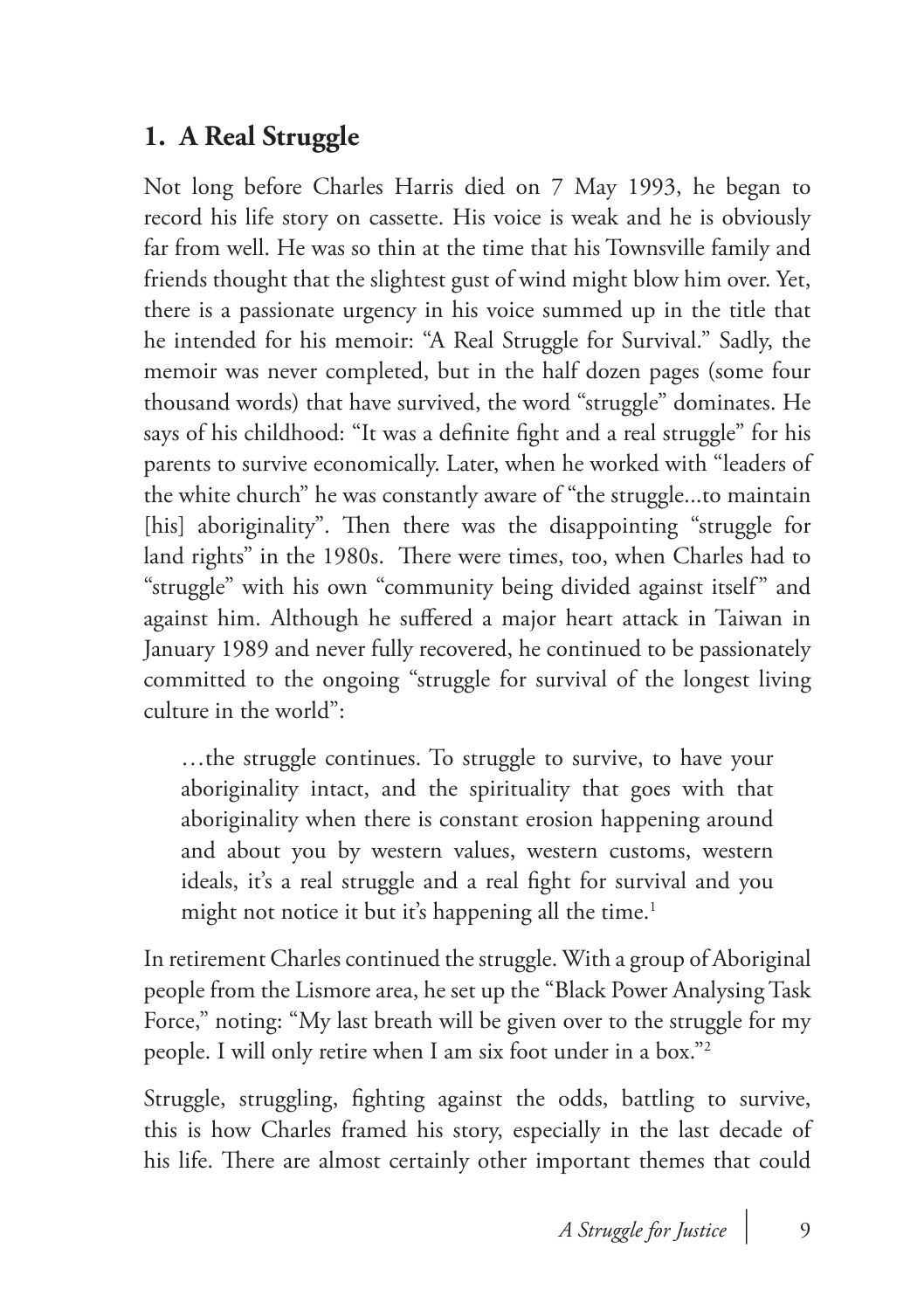## 1. A Real Struggle

Not long before Charles Harris died on 7 May 1993, he began to record his life story on cassette. His voice is weak and he is obviously far from well. He was so thin at the time that his Townsville family and friends thought that the slightest gust of wind might blow him over. Yet, there is a passionate urgency in his voice summed up in the title that he intended for his memoir: "A Real Struggle for Survival." Sadly, the memoir was never completed, but in the half dozen pages (some four thousand words) that have survived, the word "struggle" dominates. He says of his childhood: "It was a definite fight and a real struggle" for his parents to survive economically. Later, when he worked with "leaders of the white church" he was constantly aware of "the struggle...to maintain [his] aboriginality". Then there was the disappointing "struggle for land rights" in the 1980s. There were times, too, when Charles had to "struggle" with his own "community being divided against itself" and against him. Although he suffered a major heart attack in Taiwan in January 1989 and never fully recovered, he continued to be passionately committed to the ongoing "struggle for survival of the longest living culture in the world":

> …the struggle continues. To struggle to survive, to have your aboriginality intact, and the spirituality that goes with that aboriginality when there is constant erosion happening around and about you by western values, western customs, western ideals, it's a real struggle and a real fight for survival and you might not notice it but it's happening all the time.[1]

In retirement Charles continued the struggle. With a group of Aboriginal people from the Lismore area, he set up the "Black Power Analysing Task Force," noting: "My last breath will be given over to the struggle for my people. I will only retire when I am six foot under in a box."[2]

Struggle, struggling, fighting against the odds, battling to survive, this is how Charles framed his story, especially in the last decade of his life. There are almost certainly other important themes that could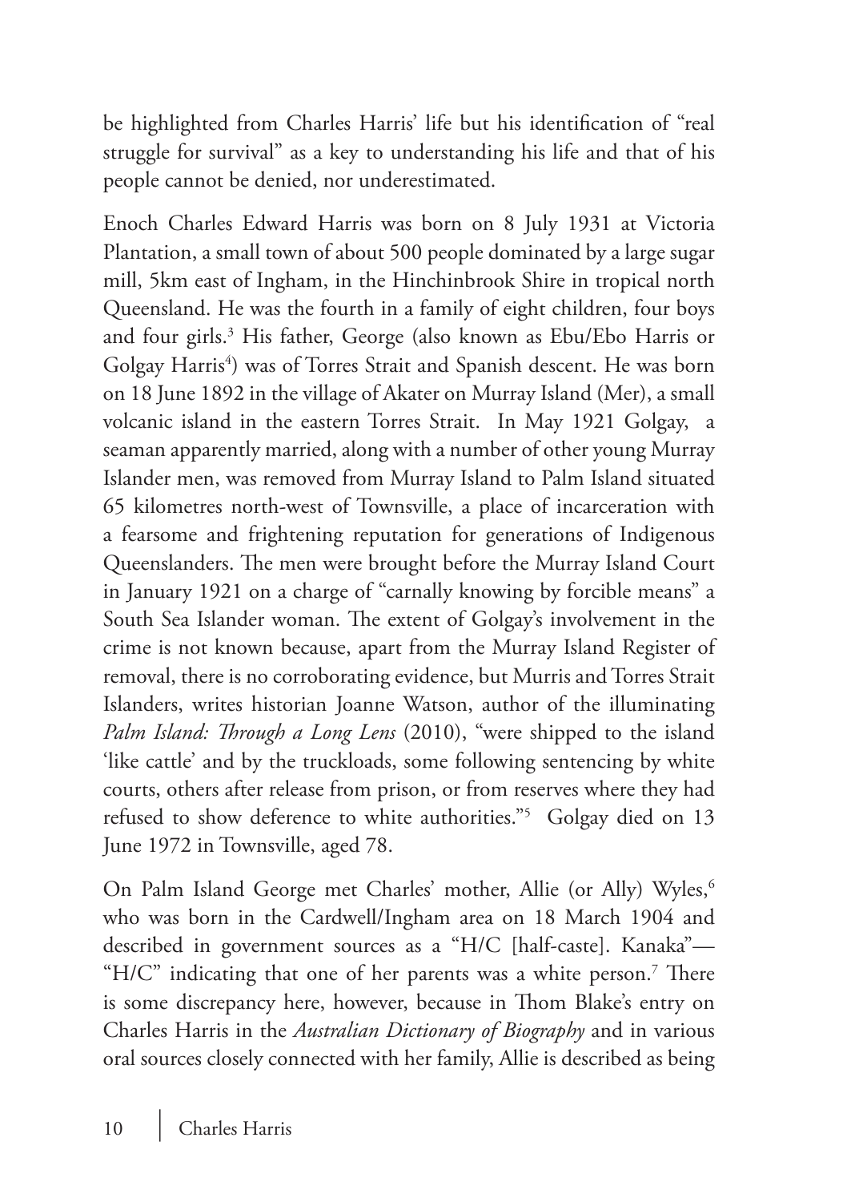be highlighted from Charles Harris' life but his identification of "real struggle for survival" as a key to understanding his life and that of his people cannot be denied, nor underestimated.

Enoch Charles Edward Harris was born on 8 July 1931 at Victoria Plantation, a small town of about 500 people dominated by a large sugar mill, 5km east of Ingham, in the Hinchinbrook Shire in tropical north Queensland. He was the fourth in a family of eight children, four boys and four girls.[3] His father, George (also known as Ebu/Ebo Harris or Golgay Harris[4]) was of Torres Strait and Spanish descent. He was born on 18 June 1892 in the village of Akater on Murray Island (Mer), a small volcanic island in the eastern Torres Strait. In May 1921 Golgay, a seaman apparently married, along with a number of other young Murray Islander men, was removed from Murray Island to Palm Island situated 65 kilometres north-west of Townsville, a place of incarceration with a fearsome and frightening reputation for generations of Indigenous Queenslanders. The men were brought before the Murray Island Court in January 1921 on a charge of "carnally knowing by forcible means" a South Sea Islander woman. The extent of Golgay's involvement in the crime is not known because, apart from the Murray Island Register of removal, there is no corroborating evidence, but Murris and Torres Strait Islanders, writes historian Joanne Watson, author of the illuminating *Palm Island: Through a Long Lens* (2010), "were shipped to the island 'like cattle' and by the truckloads, some following sentencing by white courts, others after release from prison, or from reserves where they had refused to show deference to white authorities."[5] Golgay died on 13 June 1972 in Townsville, aged 78.

On Palm Island George met Charles' mother, Allie (or Ally) Wyles,[6] who was born in the Cardwell/Ingham area on 18 March 1904 and described in government sources as a "H/C [half-caste]. Kanaka"—"H/C" indicating that one of her parents was a white person.[7] There is some discrepancy here, however, because in Thom Blake's entry on Charles Harris in the *Australian Dictionary of Biography* and in various oral sources closely connected with her family, Allie is described as being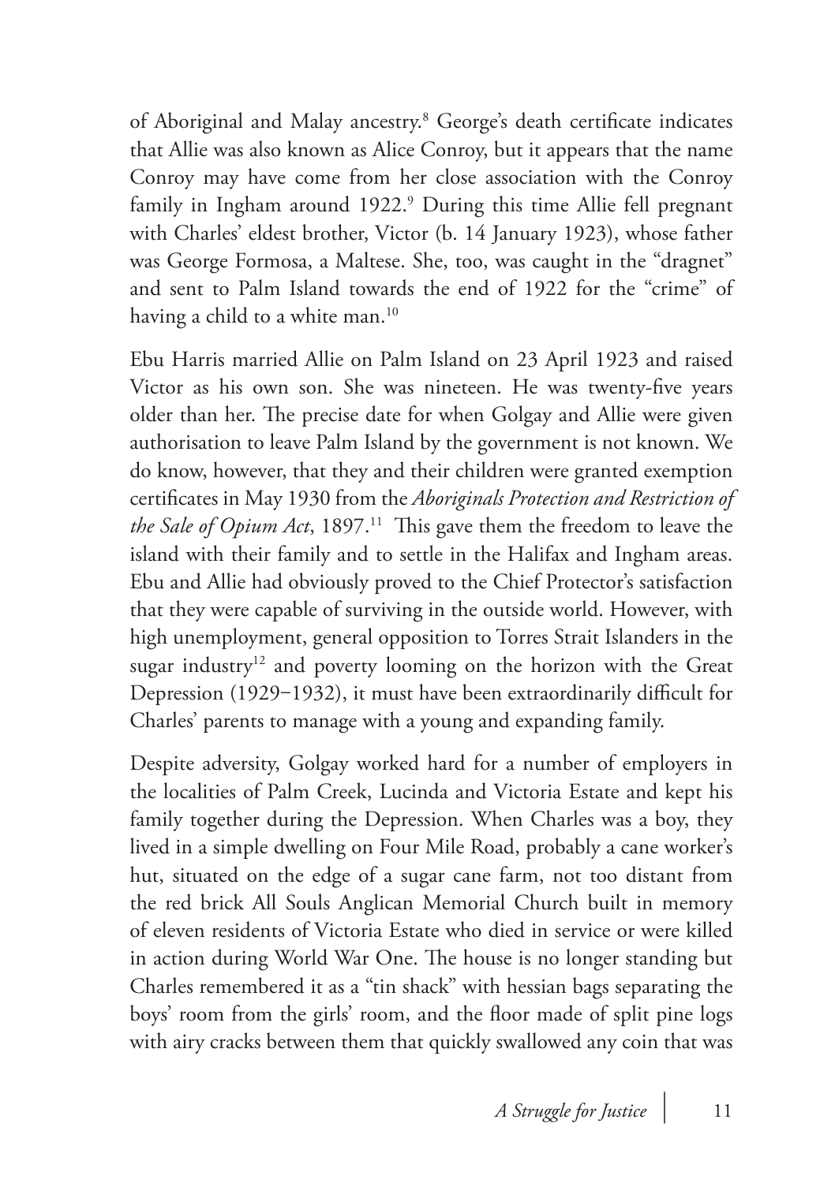of Aboriginal and Malay ancestry.[8] George's death certificate indicates that Allie was also known as Alice Conroy, but it appears that the name Conroy may have come from her close association with the Conroy family in Ingham around 1922.[9] During this time Allie fell pregnant with Charles' eldest brother, Victor (b. 14 January 1923), whose father was George Formosa, a Maltese. She, too, was caught in the "dragnet" and sent to Palm Island towards the end of 1922 for the "crime" of having a child to a white man.[10]

Ebu Harris married Allie on Palm Island on 23 April 1923 and raised Victor as his own son. She was nineteen. He was twenty-five years older than her. The precise date for when Golgay and Allie were given authorisation to leave Palm Island by the government is not known. We do know, however, that they and their children were granted exemption certificates in May 1930 from the *Aboriginals Protection and Restriction of the Sale of Opium Act*, 1897.[11] This gave them the freedom to leave the island with their family and to settle in the Halifax and Ingham areas. Ebu and Allie had obviously proved to the Chief Protector's satisfaction that they were capable of surviving in the outside world. However, with high unemployment, general opposition to Torres Strait Islanders in the sugar industry[12] and poverty looming on the horizon with the Great Depression (1929−1932), it must have been extraordinarily difficult for Charles' parents to manage with a young and expanding family.

Despite adversity, Golgay worked hard for a number of employers in the localities of Palm Creek, Lucinda and Victoria Estate and kept his family together during the Depression. When Charles was a boy, they lived in a simple dwelling on Four Mile Road, probably a cane worker's hut, situated on the edge of a sugar cane farm, not too distant from the red brick All Souls Anglican Memorial Church built in memory of eleven residents of Victoria Estate who died in service or were killed in action during World War One. The house is no longer standing but Charles remembered it as a "tin shack" with hessian bags separating the boys' room from the girls' room, and the floor made of split pine logs with airy cracks between them that quickly swallowed any coin that was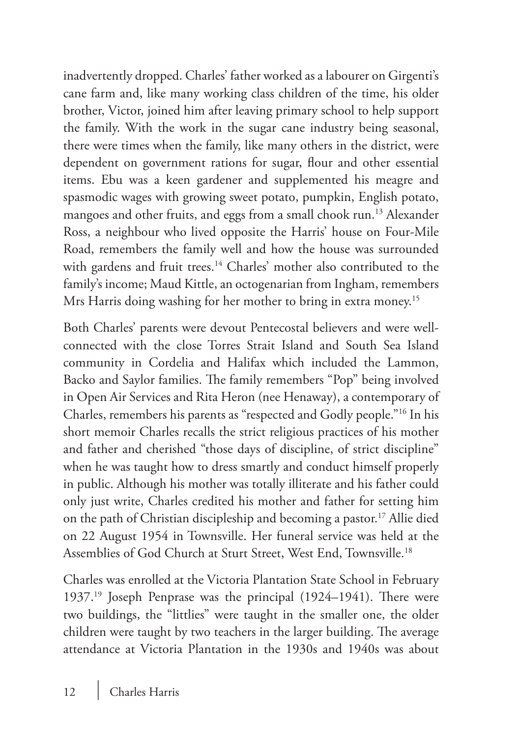inadvertently dropped. Charles' father worked as a labourer on Girgenti's cane farm and, like many working class children of the time, his older brother, Victor, joined him after leaving primary school to help support the family. With the work in the sugar cane industry being seasonal, there were times when the family, like many others in the district, were dependent on government rations for sugar, flour and other essential items. Ebu was a keen gardener and supplemented his meagre and spasmodic wages with growing sweet potato, pumpkin, English potato, mangoes and other fruits, and eggs from a small chook run.[13] Alexander Ross, a neighbour who lived opposite the Harris' house on Four-Mile Road, remembers the family well and how the house was surrounded with gardens and fruit trees.[14] Charles' mother also contributed to the family's income; Maud Kittle, an octogenarian from Ingham, remembers Mrs Harris doing washing for her mother to bring in extra money.[15]

Both Charles' parents were devout Pentecostal believers and were well-connected with the close Torres Strait Island and South Sea Island community in Cordelia and Halifax which included the Lammon, Backo and Saylor families. The family remembers "Pop" being involved in Open Air Services and Rita Heron (nee Henaway), a contemporary of Charles, remembers his parents as "respected and Godly people."[16] In his short memoir Charles recalls the strict religious practices of his mother and father and cherished "those days of discipline, of strict discipline" when he was taught how to dress smartly and conduct himself properly in public. Although his mother was totally illiterate and his father could only just write, Charles credited his mother and father for setting him on the path of Christian discipleship and becoming a pastor.[17] Allie died on 22 August 1954 in Townsville. Her funeral service was held at the Assemblies of God Church at Sturt Street, West End, Townsville.[18]

Charles was enrolled at the Victoria Plantation State School in February 1937.[19] Joseph Penprase was the principal (1924–1941). There were two buildings, the "littlies" were taught in the smaller one, the older children were taught by two teachers in the larger building. The average attendance at Victoria Plantation in the 1930s and 1940s was about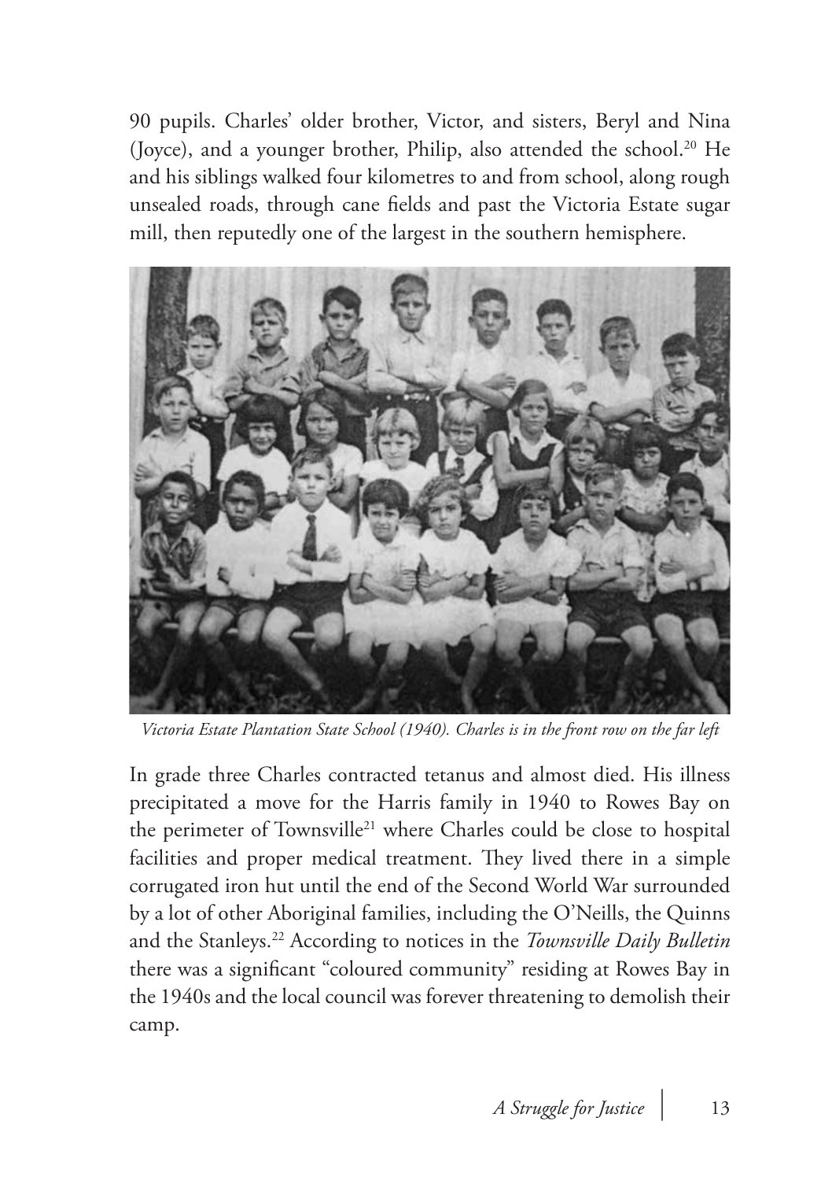90 pupils. Charles' older brother, Victor, and sisters, Beryl and Nina (Joyce), and a younger brother, Philip, also attended the school.[20] He and his siblings walked four kilometres to and from school, along rough unsealed roads, through cane fields and past the Victoria Estate sugar mill, then reputedly one of the largest in the southern hemisphere.

*Victoria Estate Plantation State School (1940). Charles is in the front row on the far left*

In grade three Charles contracted tetanus and almost died. His illness precipitated a move for the Harris family in 1940 to Rowes Bay on the perimeter of Townsville[21] where Charles could be close to hospital facilities and proper medical treatment. They lived there in a simple corrugated iron hut until the end of the Second World War surrounded by a lot of other Aboriginal families, including the O'Neills, the Quinns and the Stanleys.[22] According to notices in the *Townsville Daily Bulletin* there was a significant "coloured community" residing at Rowes Bay in the 1940s and the local council was forever threatening to demolish their camp.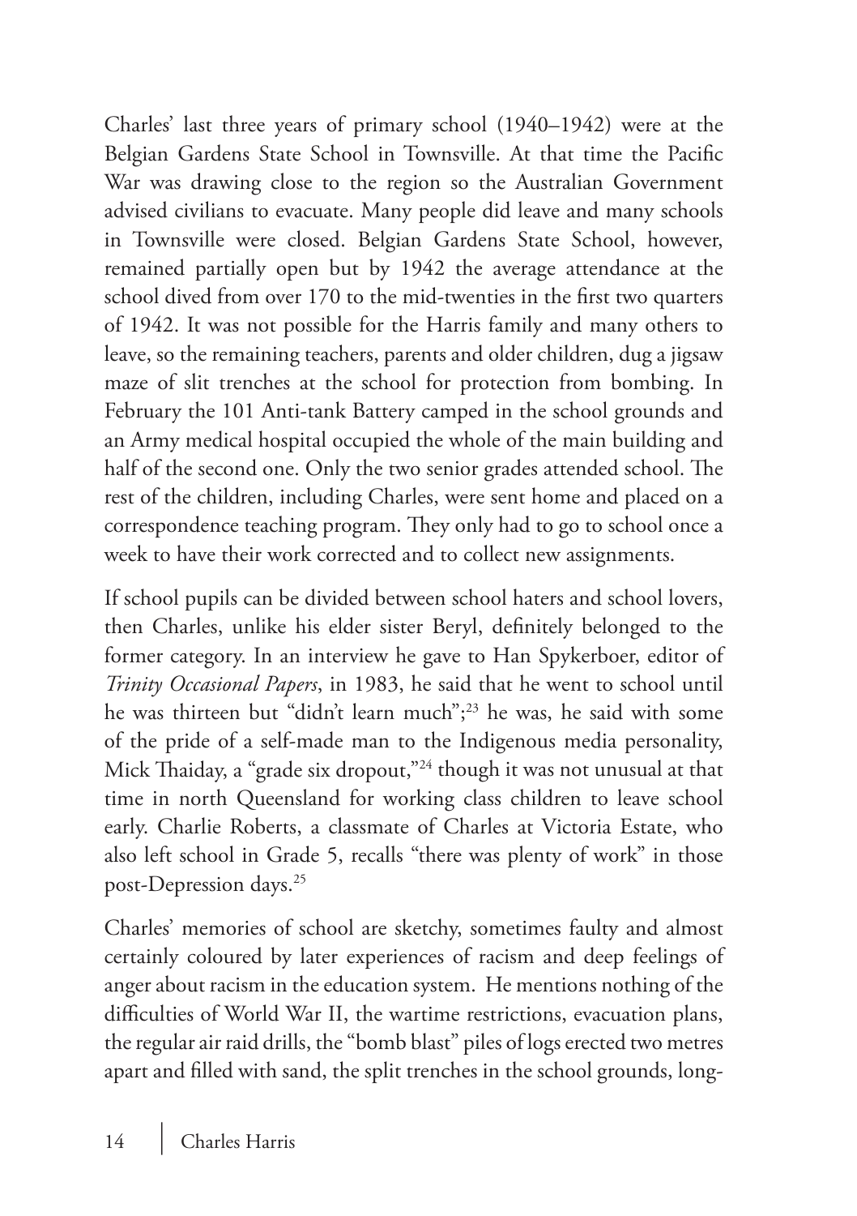Charles' last three years of primary school (1940–1942) were at the Belgian Gardens State School in Townsville. At that time the Pacific War was drawing close to the region so the Australian Government advised civilians to evacuate. Many people did leave and many schools in Townsville were closed. Belgian Gardens State School, however, remained partially open but by 1942 the average attendance at the school dived from over 170 to the mid-twenties in the first two quarters of 1942. It was not possible for the Harris family and many others to leave, so the remaining teachers, parents and older children, dug a jigsaw maze of slit trenches at the school for protection from bombing. In February the 101 Anti-tank Battery camped in the school grounds and an Army medical hospital occupied the whole of the main building and half of the second one. Only the two senior grades attended school. The rest of the children, including Charles, were sent home and placed on a correspondence teaching program. They only had to go to school once a week to have their work corrected and to collect new assignments.

If school pupils can be divided between school haters and school lovers, then Charles, unlike his elder sister Beryl, definitely belonged to the former category. In an interview he gave to Han Spykerboer, editor of *Trinity Occasional Papers*, in 1983, he said that he went to school until he was thirteen but "didn't learn much";[23] he was, he said with some of the pride of a self-made man to the Indigenous media personality, Mick Thaiday, a "grade six dropout,"[24] though it was not unusual at that time in north Queensland for working class children to leave school early. Charlie Roberts, a classmate of Charles at Victoria Estate, who also left school in Grade 5, recalls "there was plenty of work" in those post-Depression days.[25]

Charles' memories of school are sketchy, sometimes faulty and almost certainly coloured by later experiences of racism and deep feelings of anger about racism in the education system. He mentions nothing of the difficulties of World War II, the wartime restrictions, evacuation plans, the regular air raid drills, the "bomb blast" piles of logs erected two metres apart and filled with sand, the split trenches in the school grounds, long-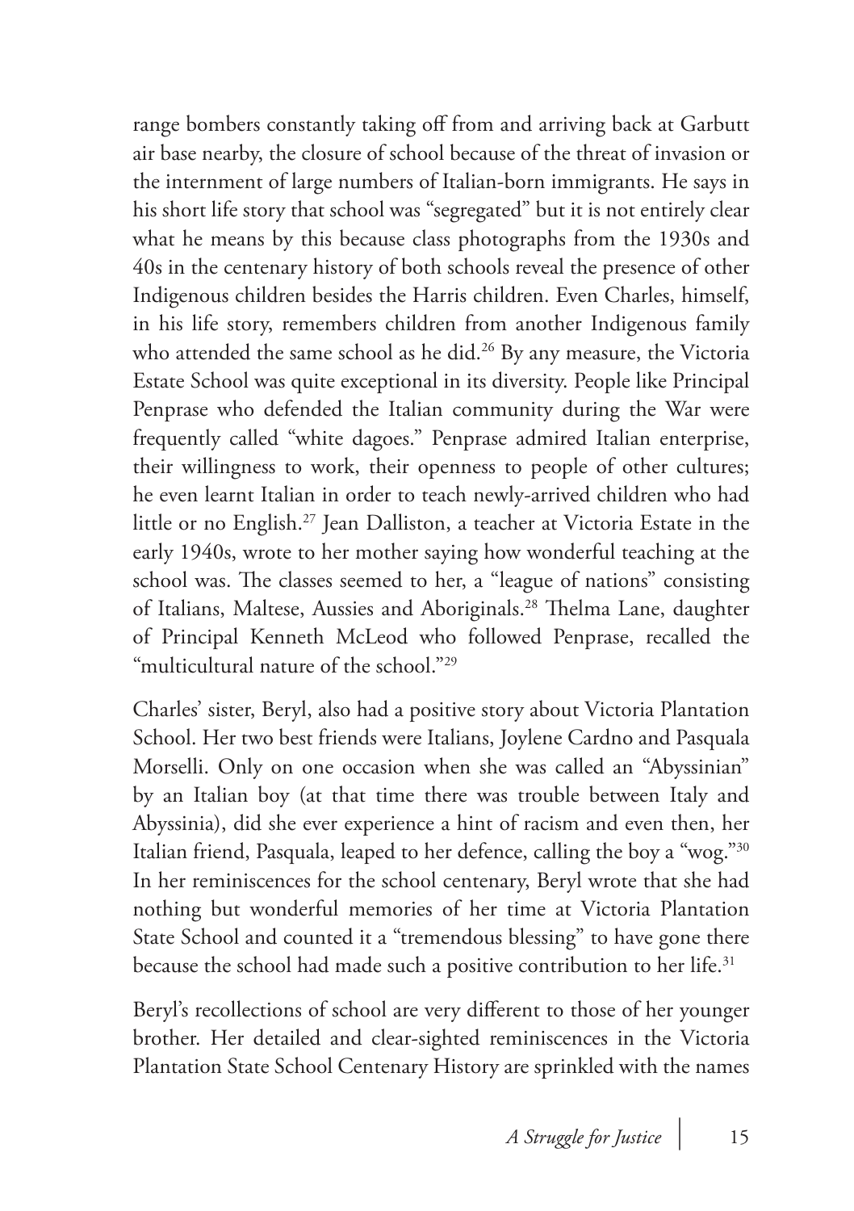range bombers constantly taking off from and arriving back at Garbutt air base nearby, the closure of school because of the threat of invasion or the internment of large numbers of Italian-born immigrants. He says in his short life story that school was "segregated" but it is not entirely clear what he means by this because class photographs from the 1930s and 40s in the centenary history of both schools reveal the presence of other Indigenous children besides the Harris children. Even Charles, himself, in his life story, remembers children from another Indigenous family who attended the same school as he did.[26] By any measure, the Victoria Estate School was quite exceptional in its diversity. People like Principal Penprase who defended the Italian community during the War were frequently called "white dagoes." Penprase admired Italian enterprise, their willingness to work, their openness to people of other cultures; he even learnt Italian in order to teach newly-arrived children who had little or no English.[27] Jean Dalliston, a teacher at Victoria Estate in the early 1940s, wrote to her mother saying how wonderful teaching at the school was. The classes seemed to her, a "league of nations" consisting of Italians, Maltese, Aussies and Aboriginals.[28] Thelma Lane, daughter of Principal Kenneth McLeod who followed Penprase, recalled the "multicultural nature of the school."[29]

Charles' sister, Beryl, also had a positive story about Victoria Plantation School. Her two best friends were Italians, Joylene Cardno and Pasquala Morselli. Only on one occasion when she was called an "Abyssinian" by an Italian boy (at that time there was trouble between Italy and Abyssinia), did she ever experience a hint of racism and even then, her Italian friend, Pasquala, leaped to her defence, calling the boy a "wog."[30] In her reminiscences for the school centenary, Beryl wrote that she had nothing but wonderful memories of her time at Victoria Plantation State School and counted it a "tremendous blessing" to have gone there because the school had made such a positive contribution to her life.[31]

Beryl's recollections of school are very different to those of her younger brother. Her detailed and clear-sighted reminiscences in the Victoria Plantation State School Centenary History are sprinkled with the names